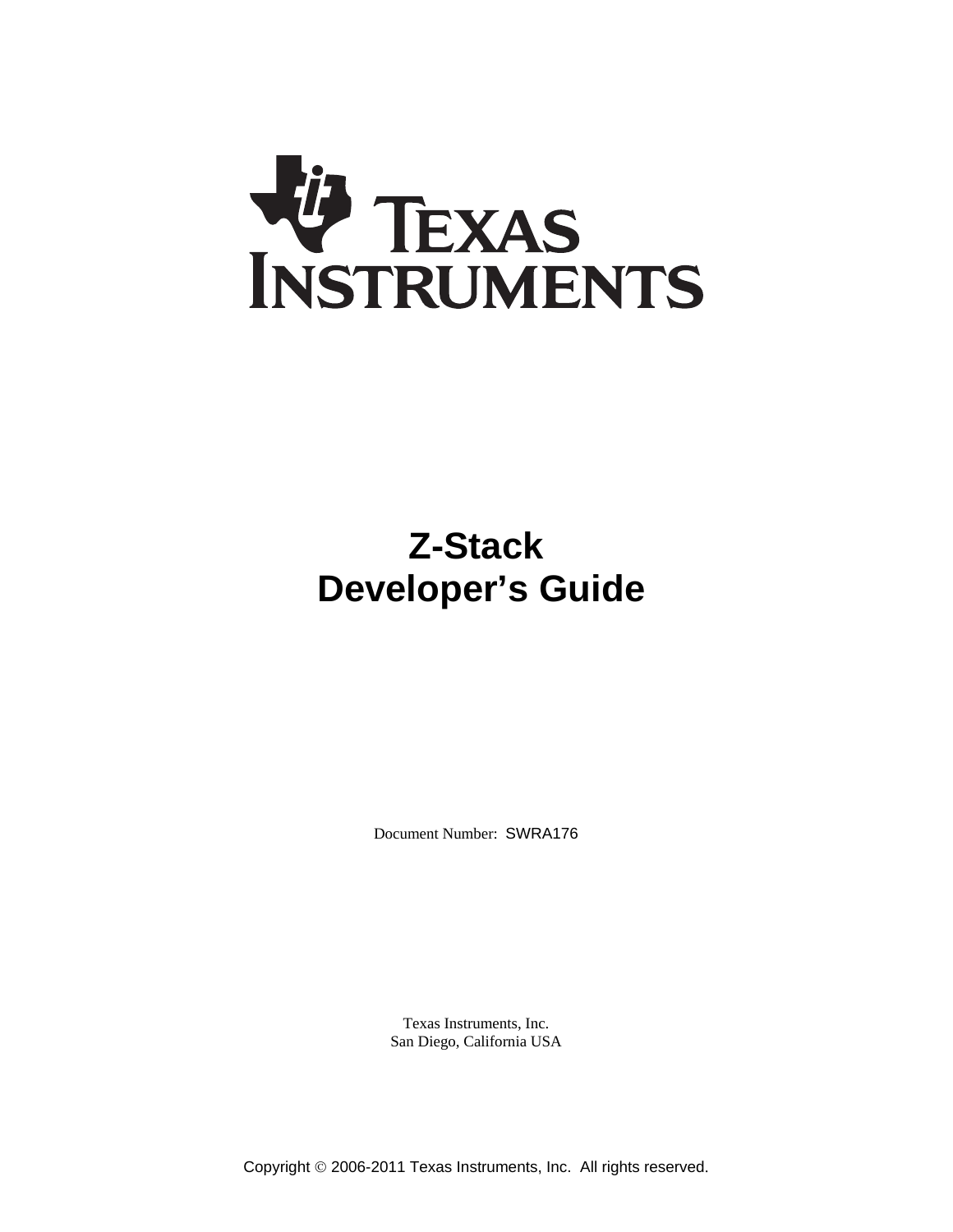# Texas Instruments

# Z-Stack Developer's Guide

Document Number: SWRA176

Texas Instruments, Inc.
San Diego, California USA

Copyright © 2006-2011 Texas Instruments, Inc. All rights reserved.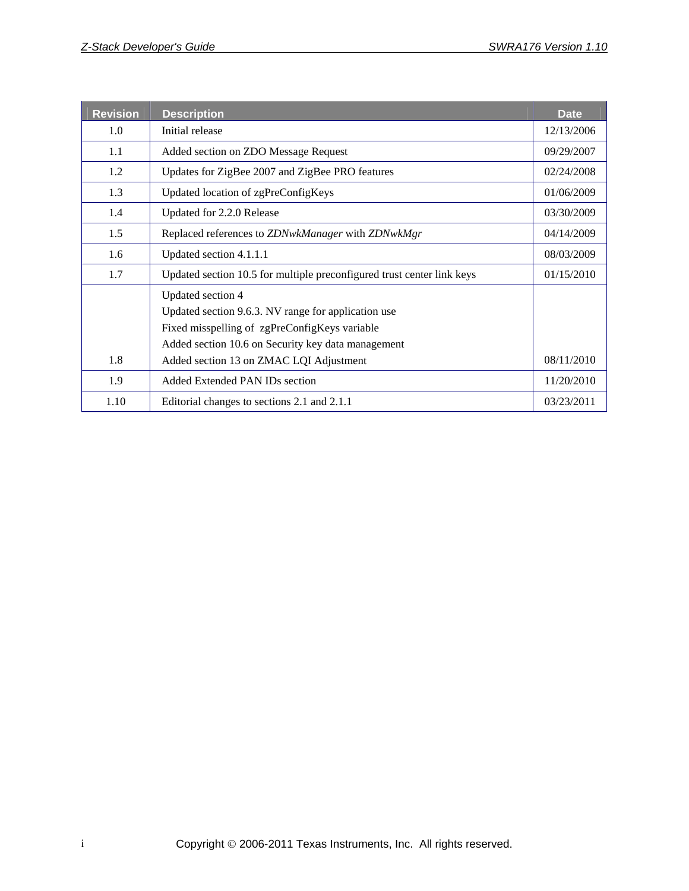| Revision | Description | Date |
|---|---|---|
| 1.0 | Initial release | 12/13/2006 |
| 1.1 | Added section on ZDO Message Request | 09/29/2007 |
| 1.2 | Updates for ZigBee 2007 and ZigBee PRO features | 02/24/2008 |
| 1.3 | Updated location of zgPreConfigKeys | 01/06/2009 |
| 1.4 | Updated for 2.2.0 Release | 03/30/2009 |
| 1.5 | Replaced references to *ZDNwkManager* with *ZDNwkMgr* | 04/14/2009 |
| 1.6 | Updated section 4.1.1.1 | 08/03/2009 |
| 1.7 | Updated section 10.5 for multiple preconfigured trust center link keys | 01/15/2010 |
| 1.8 | Updated section 4<br>Updated section 9.6.3. NV range for application use<br>Fixed misspelling of zgPreConfigKeys variable<br>Added section 10.6 on Security key data management<br>Added section 13 on ZMAC LQI Adjustment | 08/11/2010 |
| 1.9 | Added Extended PAN IDs section | 11/20/2010 |
| 1.10 | Editorial changes to sections 2.1 and 2.1.1 | 03/23/2011 |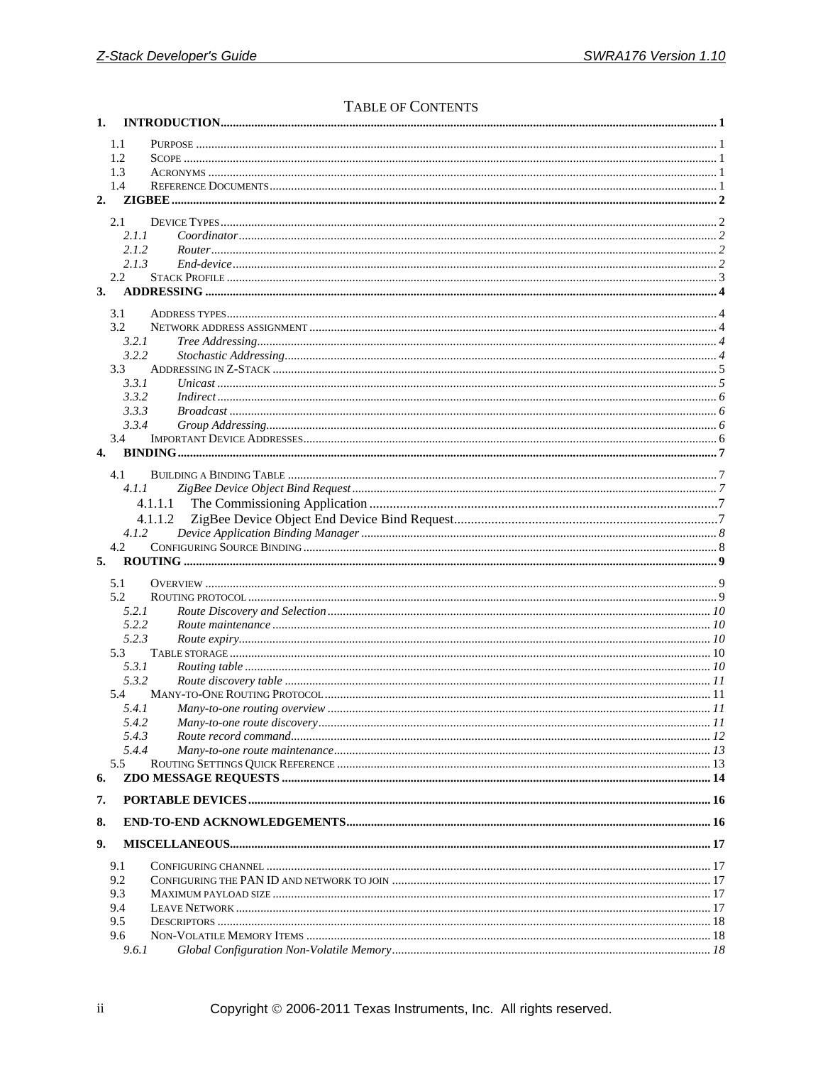# Table of Contents

**1. INTRODUCTION** ..... 1

- 1.1 Purpose ..... 1
- 1.2 Scope ..... 1
- 1.3 Acronyms ..... 1
- 1.4 Reference Documents ..... 1

**2. ZIGBEE** ..... 2

- 2.1 Device Types ..... 2
  - *2.1.1 Coordinator* ..... 2
  - *2.1.2 Router* ..... 2
  - *2.1.3 End-device* ..... 2
- 2.2 Stack Profile ..... 3

**3. ADDRESSING** ..... 4

- 3.1 Address types ..... 4
- 3.2 Network address assignment ..... 4
  - *3.2.1 Tree Addressing* ..... 4
  - *3.2.2 Stochastic Addressing* ..... 4
- 3.3 Addressing in Z-Stack ..... 5
  - *3.3.1 Unicast* ..... 5
  - *3.3.2 Indirect* ..... 6
  - *3.3.3 Broadcast* ..... 6
  - *3.3.4 Group Addressing* ..... 6
- 3.4 Important Device Addresses ..... 6

**4. BINDING** ..... 7

- 4.1 Building a Binding Table ..... 7
  - *4.1.1 ZigBee Device Object Bind Request* ..... 7
    - 4.1.1.1 The Commissioning Application ..... 7
    - 4.1.1.2 ZigBee Device Object End Device Bind Request ..... 7
  - *4.1.2 Device Application Binding Manager* ..... 8
- 4.2 Configuring Source Binding ..... 8

**5. ROUTING** ..... 9

- 5.1 Overview ..... 9
- 5.2 Routing protocol ..... 9
  - *5.2.1 Route Discovery and Selection* ..... 10
  - *5.2.2 Route maintenance* ..... 10
  - *5.2.3 Route expiry* ..... 10
- 5.3 Table storage ..... 10
  - *5.3.1 Routing table* ..... 10
  - *5.3.2 Route discovery table* ..... 11
- 5.4 Many-to-One Routing Protocol ..... 11
  - *5.4.1 Many-to-one routing overview* ..... 11
  - *5.4.2 Many-to-one route discovery* ..... 11
  - *5.4.3 Route record command* ..... 12
  - *5.4.4 Many-to-one route maintenance* ..... 13
- 5.5 Routing Settings Quick Reference ..... 13

**6. ZDO MESSAGE REQUESTS** ..... 14

**7. PORTABLE DEVICES** ..... 16

**8. END-TO-END ACKNOWLEDGEMENTS** ..... 16

**9. MISCELLANEOUS** ..... 17

- 9.1 Configuring channel ..... 17
- 9.2 Configuring the PAN ID and network to join ..... 17
- 9.3 Maximum payload size ..... 17
- 9.4 Leave Network ..... 17
- 9.5 Descriptors ..... 18
- 9.6 Non-Volatile Memory Items ..... 18
  - *9.6.1 Global Configuration Non-Volatile Memory* ..... 18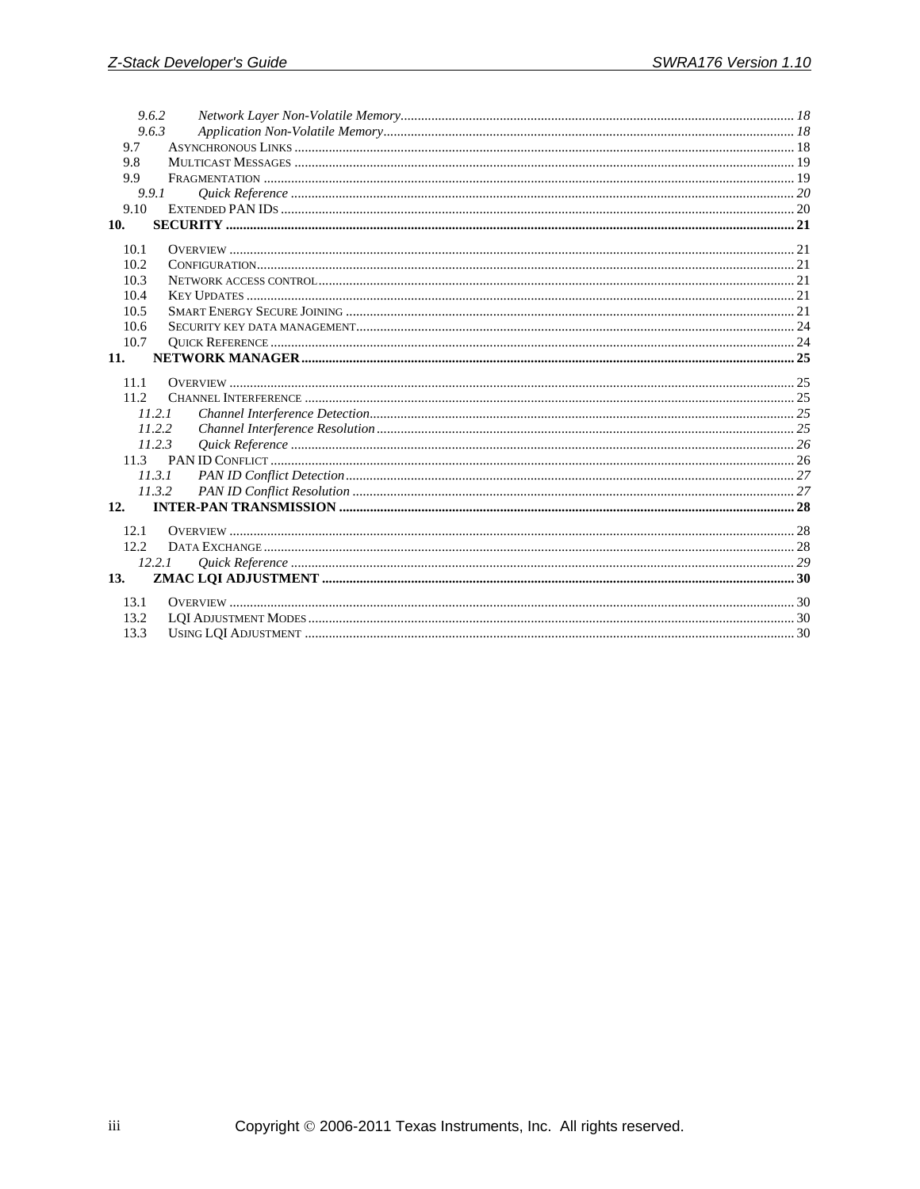9.6.2 *Network Layer Non-Volatile Memory* .......... 18
9.6.3 *Application Non-Volatile Memory* .......... 18
9.7 Asynchronous Links .......... 18
9.8 Multicast Messages .......... 19
9.9 Fragmentation .......... 19
9.9.1 *Quick Reference* .......... 20
9.10 Extended PAN IDs .......... 20

**10. SECURITY .......... 21**

10.1 Overview .......... 21
10.2 Configuration .......... 21
10.3 Network access control .......... 21
10.4 Key Updates .......... 21
10.5 Smart Energy Secure Joining .......... 21
10.6 Security key data management .......... 24
10.7 Quick Reference .......... 24

**11. NETWORK MANAGER .......... 25**

11.1 Overview .......... 25
11.2 Channel Interference .......... 25
11.2.1 *Channel Interference Detection* .......... 25
11.2.2 *Channel Interference Resolution* .......... 25
11.2.3 *Quick Reference* .......... 26
11.3 PAN ID Conflict .......... 26
11.3.1 *PAN ID Conflict Detection* .......... 27
11.3.2 *PAN ID Conflict Resolution* .......... 27

**12. INTER-PAN TRANSMISSION .......... 28**

12.1 Overview .......... 28
12.2 Data Exchange .......... 28
12.2.1 *Quick Reference* .......... 29

**13. ZMAC LQI ADJUSTMENT .......... 30**

13.1 Overview .......... 30
13.2 LQI Adjustment Modes .......... 30
13.3 Using LQI Adjustment .......... 30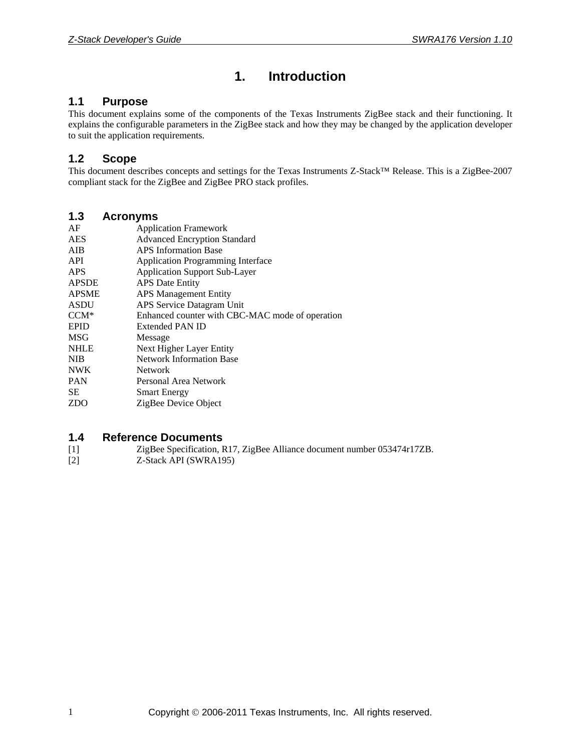# 1. Introduction

## 1.1 Purpose

This document explains some of the components of the Texas Instruments ZigBee stack and their functioning. It explains the configurable parameters in the ZigBee stack and how they may be changed by the application developer to suit the application requirements.

## 1.2 Scope

This document describes concepts and settings for the Texas Instruments Z-Stack™ Release. This is a ZigBee-2007 compliant stack for the ZigBee and ZigBee PRO stack profiles.

## 1.3 Acronyms

| | |
|---|---|
| AF | Application Framework |
| AES | Advanced Encryption Standard |
| AIB | APS Information Base |
| API | Application Programming Interface |
| APS | Application Support Sub-Layer |
| APSDE | APS Date Entity |
| APSME | APS Management Entity |
| ASDU | APS Service Datagram Unit |
| CCM* | Enhanced counter with CBC-MAC mode of operation |
| EPID | Extended PAN ID |
| MSG | Message |
| NHLE | Next Higher Layer Entity |
| NIB | Network Information Base |
| NWK | Network |
| PAN | Personal Area Network |
| SE | Smart Energy |
| ZDO | ZigBee Device Object |

## 1.4 Reference Documents

[1] ZigBee Specification, R17, ZigBee Alliance document number 053474r17ZB.

[2] Z-Stack API (SWRA195)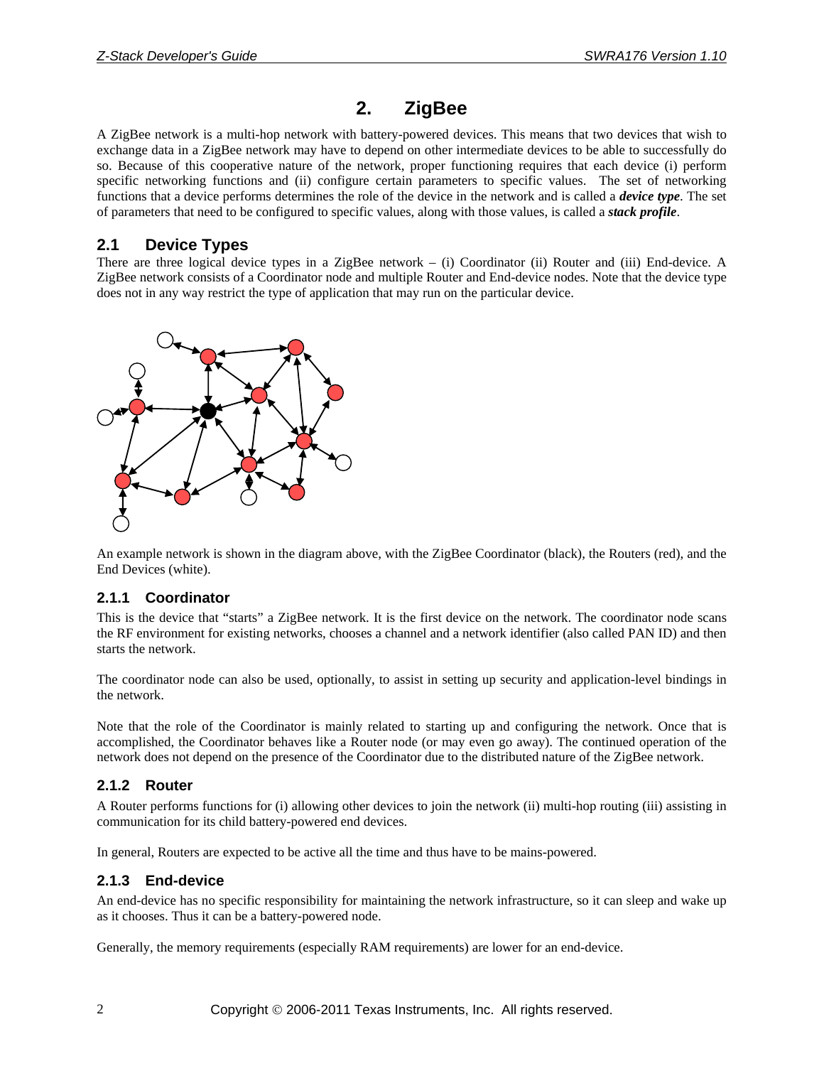# 2. ZigBee

A ZigBee network is a multi-hop network with battery-powered devices. This means that two devices that wish to exchange data in a ZigBee network may have to depend on other intermediate devices to be able to successfully do so. Because of this cooperative nature of the network, proper functioning requires that each device (i) perform specific networking functions and (ii) configure certain parameters to specific values. The set of networking functions that a device performs determines the role of the device in the network and is called a ***device type***. The set of parameters that need to be configured to specific values, along with those values, is called a ***stack profile***.

## 2.1 Device Types

There are three logical device types in a ZigBee network – (i) Coordinator (ii) Router and (iii) End-device. A ZigBee network consists of a Coordinator node and multiple Router and End-device nodes. Note that the device type does not in any way restrict the type of application that may run on the particular device.

An example network is shown in the diagram above, with the ZigBee Coordinator (black), the Routers (red), and the End Devices (white).

### 2.1.1 Coordinator

This is the device that "starts" a ZigBee network. It is the first device on the network. The coordinator node scans the RF environment for existing networks, chooses a channel and a network identifier (also called PAN ID) and then starts the network.

The coordinator node can also be used, optionally, to assist in setting up security and application-level bindings in the network.

Note that the role of the Coordinator is mainly related to starting up and configuring the network. Once that is accomplished, the Coordinator behaves like a Router node (or may even go away). The continued operation of the network does not depend on the presence of the Coordinator due to the distributed nature of the ZigBee network.

### 2.1.2 Router

A Router performs functions for (i) allowing other devices to join the network (ii) multi-hop routing (iii) assisting in communication for its child battery-powered end devices.

In general, Routers are expected to be active all the time and thus have to be mains-powered.

### 2.1.3 End-device

An end-device has no specific responsibility for maintaining the network infrastructure, so it can sleep and wake up as it chooses. Thus it can be a battery-powered node.

Generally, the memory requirements (especially RAM requirements) are lower for an end-device.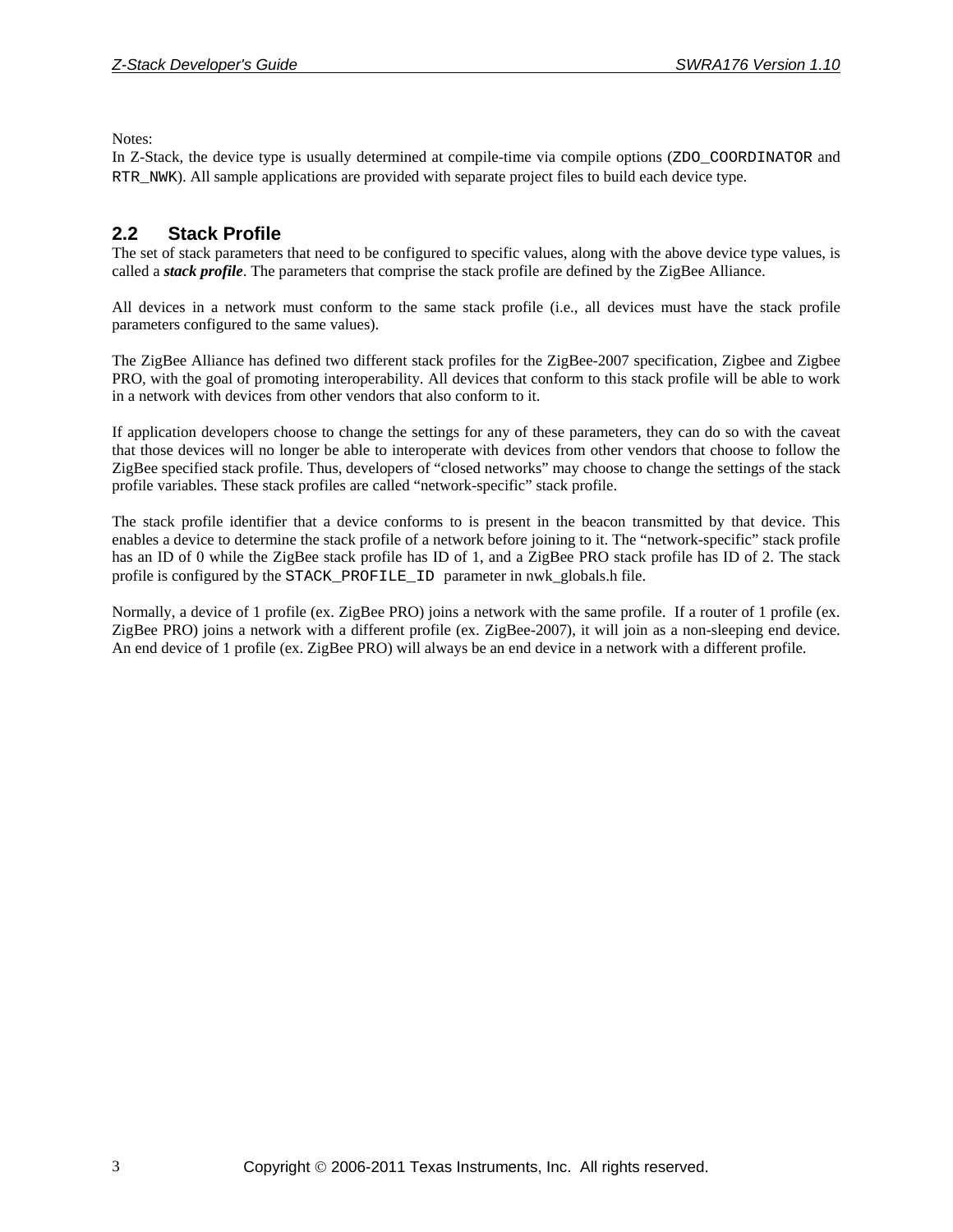Notes:
In Z-Stack, the device type is usually determined at compile-time via compile options (`ZDO_COORDINATOR` and `RTR_NWK`). All sample applications are provided with separate project files to build each device type.

## 2.2 Stack Profile

The set of stack parameters that need to be configured to specific values, along with the above device type values, is called a ***stack profile***. The parameters that comprise the stack profile are defined by the ZigBee Alliance.

All devices in a network must conform to the same stack profile (i.e., all devices must have the stack profile parameters configured to the same values).

The ZigBee Alliance has defined two different stack profiles for the ZigBee-2007 specification, Zigbee and Zigbee PRO, with the goal of promoting interoperability. All devices that conform to this stack profile will be able to work in a network with devices from other vendors that also conform to it.

If application developers choose to change the settings for any of these parameters, they can do so with the caveat that those devices will no longer be able to interoperate with devices from other vendors that choose to follow the ZigBee specified stack profile. Thus, developers of "closed networks" may choose to change the settings of the stack profile variables. These stack profiles are called "network-specific" stack profile.

The stack profile identifier that a device conforms to is present in the beacon transmitted by that device. This enables a device to determine the stack profile of a network before joining to it. The "network-specific" stack profile has an ID of 0 while the ZigBee stack profile has ID of 1, and a ZigBee PRO stack profile has ID of 2. The stack profile is configured by the `STACK_PROFILE_ID` parameter in nwk_globals.h file.

Normally, a device of 1 profile (ex. ZigBee PRO) joins a network with the same profile. If a router of 1 profile (ex. ZigBee PRO) joins a network with a different profile (ex. ZigBee-2007), it will join as a non-sleeping end device. An end device of 1 profile (ex. ZigBee PRO) will always be an end device in a network with a different profile.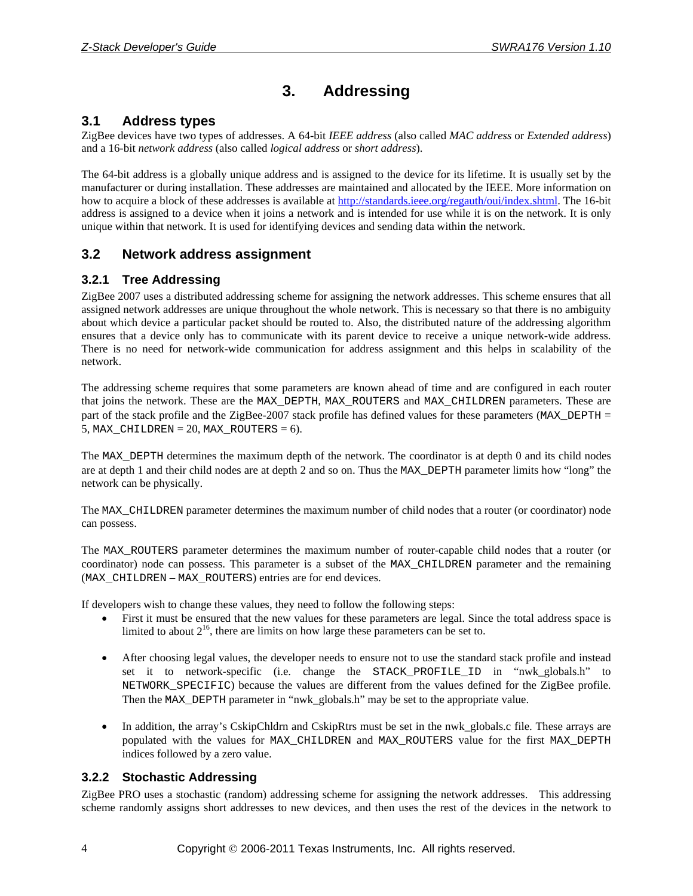// Page 8

# 3. Addressing

## 3.1 Address types

ZigBee devices have two types of addresses. A 64-bit *IEEE address* (also called *MAC address* or *Extended address*) and a 16-bit *network address* (also called *logical address* or *short address*).

The 64-bit address is a globally unique address and is assigned to the device for its lifetime. It is usually set by the manufacturer or during installation. These addresses are maintained and allocated by the IEEE. More information on how to acquire a block of these addresses is available at http://standards.ieee.org/regauth/oui/index.shtml. The 16-bit address is assigned to a device when it joins a network and is intended for use while it is on the network. It is only unique within that network. It is used for identifying devices and sending data within the network.

## 3.2 Network address assignment

### 3.2.1 Tree Addressing

ZigBee 2007 uses a distributed addressing scheme for assigning the network addresses. This scheme ensures that all assigned network addresses are unique throughout the whole network. This is necessary so that there is no ambiguity about which device a particular packet should be routed to. Also, the distributed nature of the addressing algorithm ensures that a device only has to communicate with its parent device to receive a unique network-wide address. There is no need for network-wide communication for address assignment and this helps in scalability of the network.

The addressing scheme requires that some parameters are known ahead of time and are configured in each router that joins the network. These are the `MAX_DEPTH`, `MAX_ROUTERS` and `MAX_CHILDREN` parameters. These are part of the stack profile and the ZigBee-2007 stack profile has defined values for these parameters (`MAX_DEPTH` = 5, `MAX_CHILDREN` = 20, `MAX_ROUTERS` = 6).

The `MAX_DEPTH` determines the maximum depth of the network. The coordinator is at depth 0 and its child nodes are at depth 1 and their child nodes are at depth 2 and so on. Thus the `MAX_DEPTH` parameter limits how "long" the network can be physically.

The `MAX_CHILDREN` parameter determines the maximum number of child nodes that a router (or coordinator) node can possess.

The `MAX_ROUTERS` parameter determines the maximum number of router-capable child nodes that a router (or coordinator) node can possess. This parameter is a subset of the `MAX_CHILDREN` parameter and the remaining (`MAX_CHILDREN` – `MAX_ROUTERS`) entries are for end devices.

If developers wish to change these values, they need to follow the following steps:

- First it must be ensured that the new values for these parameters are legal. Since the total address space is limited to about $2^{16}$, there are limits on how large these parameters can be set to.
- After choosing legal values, the developer needs to ensure not to use the standard stack profile and instead set it to network-specific (i.e. change the `STACK_PROFILE_ID` in "nwk_globals.h" to `NETWORK_SPECIFIC`) because the values are different from the values defined for the ZigBee profile. Then the `MAX_DEPTH` parameter in "nwk_globals.h" may be set to the appropriate value.
- In addition, the array's CskipChldrn and CskipRtrs must be set in the nwk_globals.c file. These arrays are populated with the values for `MAX_CHILDREN` and `MAX_ROUTERS` value for the first `MAX_DEPTH` indices followed by a zero value.

### 3.2.2 Stochastic Addressing

ZigBee PRO uses a stochastic (random) addressing scheme for assigning the network addresses. This addressing scheme randomly assigns short addresses to new devices, and then uses the rest of the devices in the network to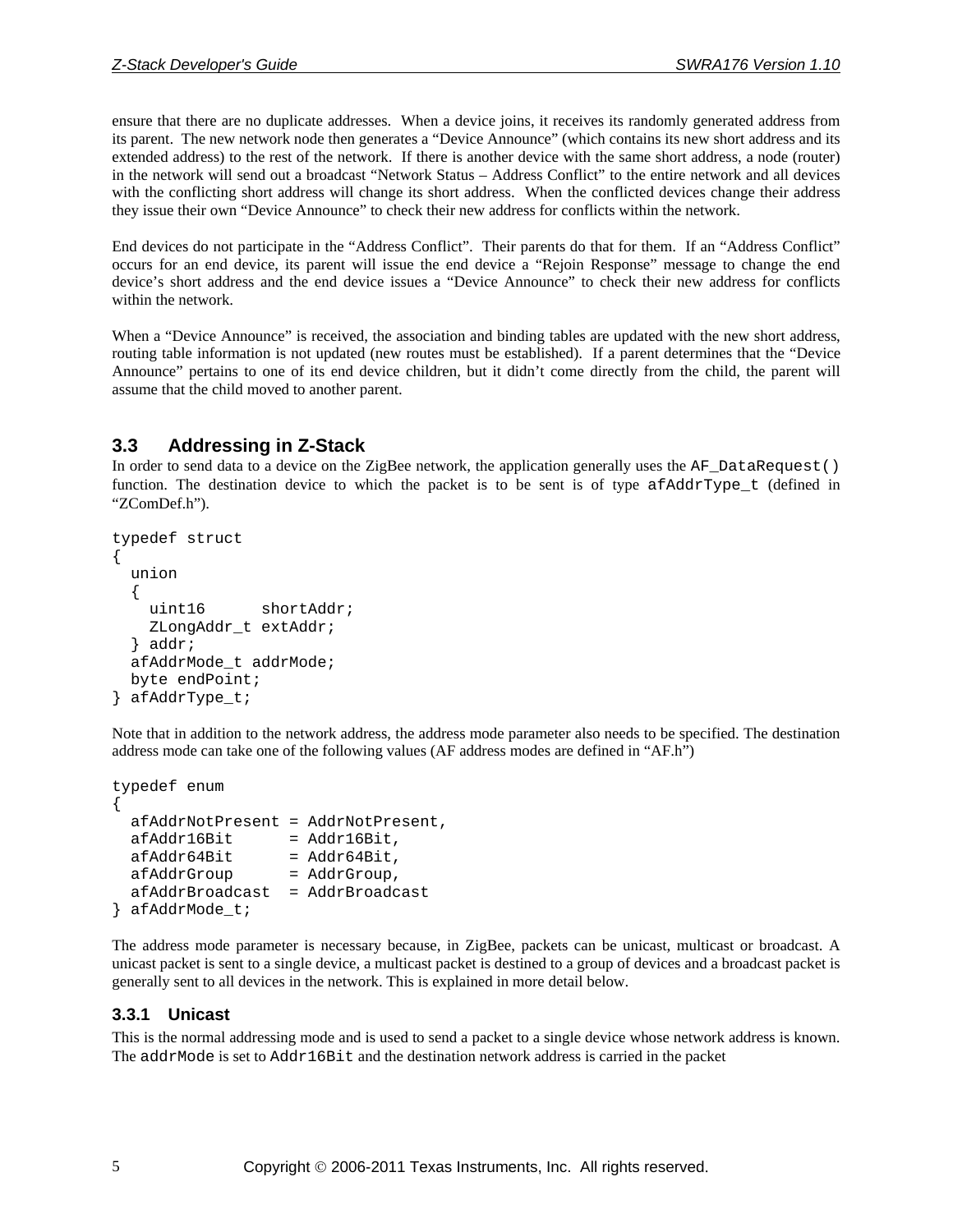ensure that there are no duplicate addresses. When a device joins, it receives its randomly generated address from its parent. The new network node then generates a "Device Announce" (which contains its new short address and its extended address) to the rest of the network. If there is another device with the same short address, a node (router) in the network will send out a broadcast "Network Status – Address Conflict" to the entire network and all devices with the conflicting short address will change its short address. When the conflicted devices change their address they issue their own "Device Announce" to check their new address for conflicts within the network.

End devices do not participate in the "Address Conflict". Their parents do that for them. If an "Address Conflict" occurs for an end device, its parent will issue the end device a "Rejoin Response" message to change the end device's short address and the end device issues a "Device Announce" to check their new address for conflicts within the network.

When a "Device Announce" is received, the association and binding tables are updated with the new short address, routing table information is not updated (new routes must be established). If a parent determines that the "Device Announce" pertains to one of its end device children, but it didn't come directly from the child, the parent will assume that the child moved to another parent.

## 3.3 Addressing in Z-Stack

In order to send data to a device on the ZigBee network, the application generally uses the `AF_DataRequest()` function. The destination device to which the packet is to be sent is of type `afAddrType_t` (defined in "ZComDef.h").

```
typedef struct
{
  union
  {
    uint16      shortAddr;
    ZLongAddr_t extAddr;
  } addr;
  afAddrMode_t addrMode;
  byte endPoint;
} afAddrType_t;
```

Note that in addition to the network address, the address mode parameter also needs to be specified. The destination address mode can take one of the following values (AF address modes are defined in "AF.h")

```
typedef enum
{
  afAddrNotPresent = AddrNotPresent,
  afAddr16Bit      = Addr16Bit,
  afAddr64Bit      = Addr64Bit,
  afAddrGroup      = AddrGroup,
  afAddrBroadcast  = AddrBroadcast
} afAddrMode_t;
```

The address mode parameter is necessary because, in ZigBee, packets can be unicast, multicast or broadcast. A unicast packet is sent to a single device, a multicast packet is destined to a group of devices and a broadcast packet is generally sent to all devices in the network. This is explained in more detail below.

### 3.3.1 Unicast

This is the normal addressing mode and is used to send a packet to a single device whose network address is known. The `addrMode` is set to `Addr16Bit` and the destination network address is carried in the packet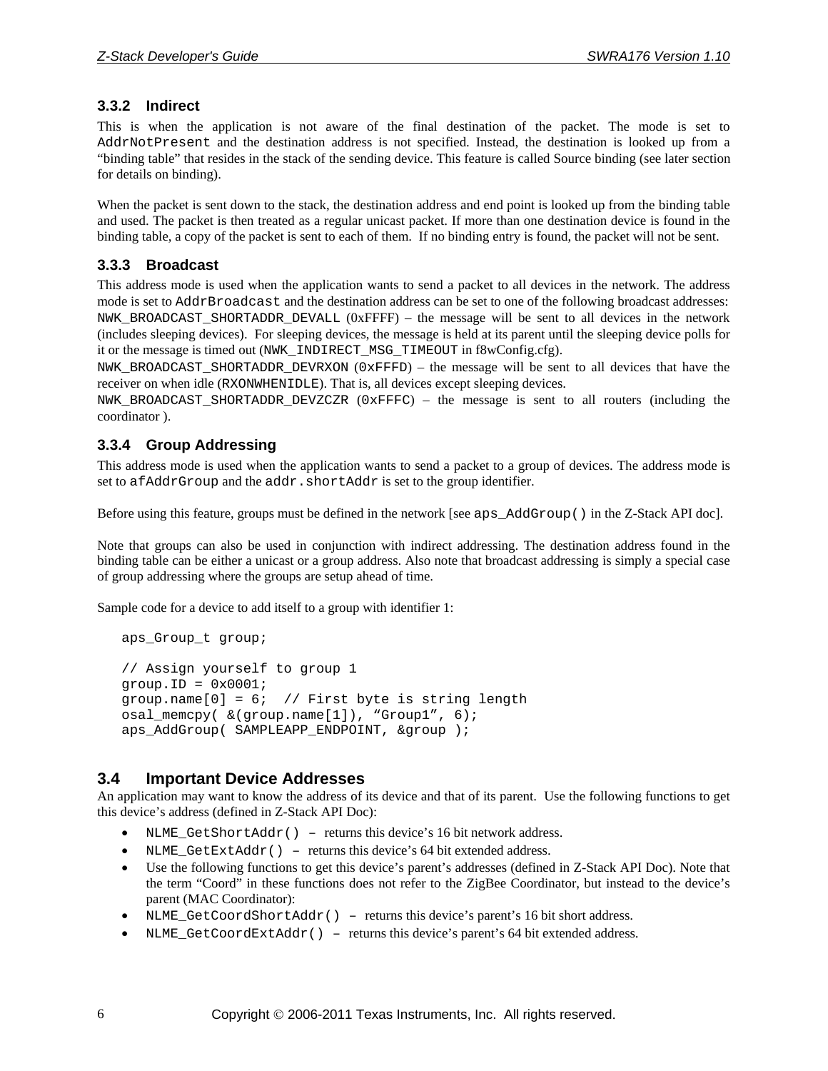### 3.3.2 Indirect

This is when the application is not aware of the final destination of the packet. The mode is set to `AddrNotPresent` and the destination address is not specified. Instead, the destination is looked up from a "binding table" that resides in the stack of the sending device. This feature is called Source binding (see later section for details on binding).

When the packet is sent down to the stack, the destination address and end point is looked up from the binding table and used. The packet is then treated as a regular unicast packet. If more than one destination device is found in the binding table, a copy of the packet is sent to each of them. If no binding entry is found, the packet will not be sent.

### 3.3.3 Broadcast

This address mode is used when the application wants to send a packet to all devices in the network. The address mode is set to `AddrBroadcast` and the destination address can be set to one of the following broadcast addresses:
`NWK_BROADCAST_SHORTADDR_DEVALL` (0xFFFF) – the message will be sent to all devices in the network (includes sleeping devices). For sleeping devices, the message is held at its parent until the sleeping device polls for it or the message is timed out (`NWK_INDIRECT_MSG_TIMEOUT` in f8wConfig.cfg).
`NWK_BROADCAST_SHORTADDR_DEVRXON` (`0xFFFD`) – the message will be sent to all devices that have the receiver on when idle (`RXONWHENIDLE`). That is, all devices except sleeping devices.
`NWK_BROADCAST_SHORTADDR_DEVZCZR` (`0xFFFC`) – the message is sent to all routers (including the coordinator ).

### 3.3.4 Group Addressing

This address mode is used when the application wants to send a packet to a group of devices. The address mode is set to `afAddrGroup` and the `addr.shortAddr` is set to the group identifier.

Before using this feature, groups must be defined in the network [see `aps_AddGroup()` in the Z-Stack API doc].

Note that groups can also be used in conjunction with indirect addressing. The destination address found in the binding table can be either a unicast or a group address. Also note that broadcast addressing is simply a special case of group addressing where the groups are setup ahead of time.

Sample code for a device to add itself to a group with identifier 1:

```
aps_Group_t group;

// Assign yourself to group 1
group.ID = 0x0001;
group.name[0] = 6;  // First byte is string length
osal_memcpy( &(group.name[1]), "Group1", 6);
aps_AddGroup( SAMPLEAPP_ENDPOINT, &group );
```

## 3.4 Important Device Addresses

An application may want to know the address of its device and that of its parent. Use the following functions to get this device's address (defined in Z-Stack API Doc):

- `NLME_GetShortAddr()` – returns this device's 16 bit network address.
- `NLME_GetExtAddr()` – returns this device's 64 bit extended address.
- Use the following functions to get this device's parent's addresses (defined in Z-Stack API Doc). Note that the term "Coord" in these functions does not refer to the ZigBee Coordinator, but instead to the device's parent (MAC Coordinator):
- `NLME_GetCoordShortAddr()` – returns this device's parent's 16 bit short address.
- `NLME_GetCoordExtAddr()` – returns this device's parent's 64 bit extended address.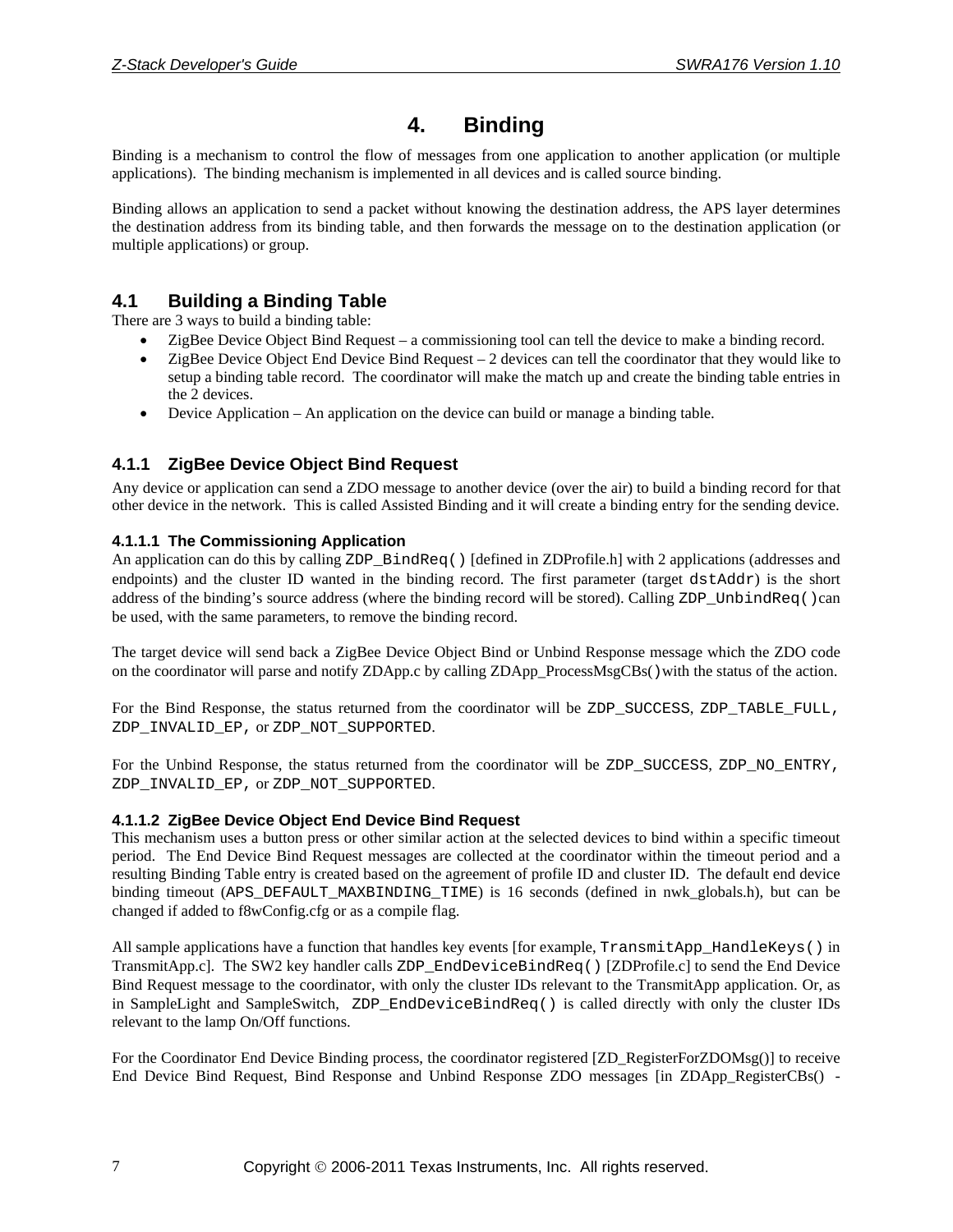# 4. Binding

Binding is a mechanism to control the flow of messages from one application to another application (or multiple applications). The binding mechanism is implemented in all devices and is called source binding.

Binding allows an application to send a packet without knowing the destination address, the APS layer determines the destination address from its binding table, and then forwards the message on to the destination application (or multiple applications) or group.

## 4.1 Building a Binding Table

There are 3 ways to build a binding table:

- ZigBee Device Object Bind Request – a commissioning tool can tell the device to make a binding record.
- ZigBee Device Object End Device Bind Request – 2 devices can tell the coordinator that they would like to setup a binding table record. The coordinator will make the match up and create the binding table entries in the 2 devices.
- Device Application – An application on the device can build or manage a binding table.

### 4.1.1 ZigBee Device Object Bind Request

Any device or application can send a ZDO message to another device (over the air) to build a binding record for that other device in the network. This is called Assisted Binding and it will create a binding entry for the sending device.

#### 4.1.1.1 The Commissioning Application

An application can do this by calling `ZDP_BindReq()` [defined in ZDProfile.h] with 2 applications (addresses and endpoints) and the cluster ID wanted in the binding record. The first parameter (target `dstAddr`) is the short address of the binding's source address (where the binding record will be stored). Calling `ZDP_UnbindReq()` can be used, with the same parameters, to remove the binding record.

The target device will send back a ZigBee Device Object Bind or Unbind Response message which the ZDO code on the coordinator will parse and notify ZDApp.c by calling ZDApp_ProcessMsgCBs() with the status of the action.

For the Bind Response, the status returned from the coordinator will be `ZDP_SUCCESS`, `ZDP_TABLE_FULL`, `ZDP_INVALID_EP`, or `ZDP_NOT_SUPPORTED`.

For the Unbind Response, the status returned from the coordinator will be `ZDP_SUCCESS`, `ZDP_NO_ENTRY`, `ZDP_INVALID_EP`, or `ZDP_NOT_SUPPORTED`.

#### 4.1.1.2 ZigBee Device Object End Device Bind Request

This mechanism uses a button press or other similar action at the selected devices to bind within a specific timeout period. The End Device Bind Request messages are collected at the coordinator within the timeout period and a resulting Binding Table entry is created based on the agreement of profile ID and cluster ID. The default end device binding timeout (`APS_DEFAULT_MAXBINDING_TIME`) is 16 seconds (defined in nwk_globals.h), but can be changed if added to f8wConfig.cfg or as a compile flag.

All sample applications have a function that handles key events [for example, `TransmitApp_HandleKeys()` in TransmitApp.c]. The SW2 key handler calls `ZDP_EndDeviceBindReq()` [ZDProfile.c] to send the End Device Bind Request message to the coordinator, with only the cluster IDs relevant to the TransmitApp application. Or, as in SampleLight and SampleSwitch, `ZDP_EndDeviceBindReq()` is called directly with only the cluster IDs relevant to the lamp On/Off functions.

For the Coordinator End Device Binding process, the coordinator registered [ZD_RegisterForZDOMsg()] to receive End Device Bind Request, Bind Response and Unbind Response ZDO messages [in ZDApp_RegisterCBs() -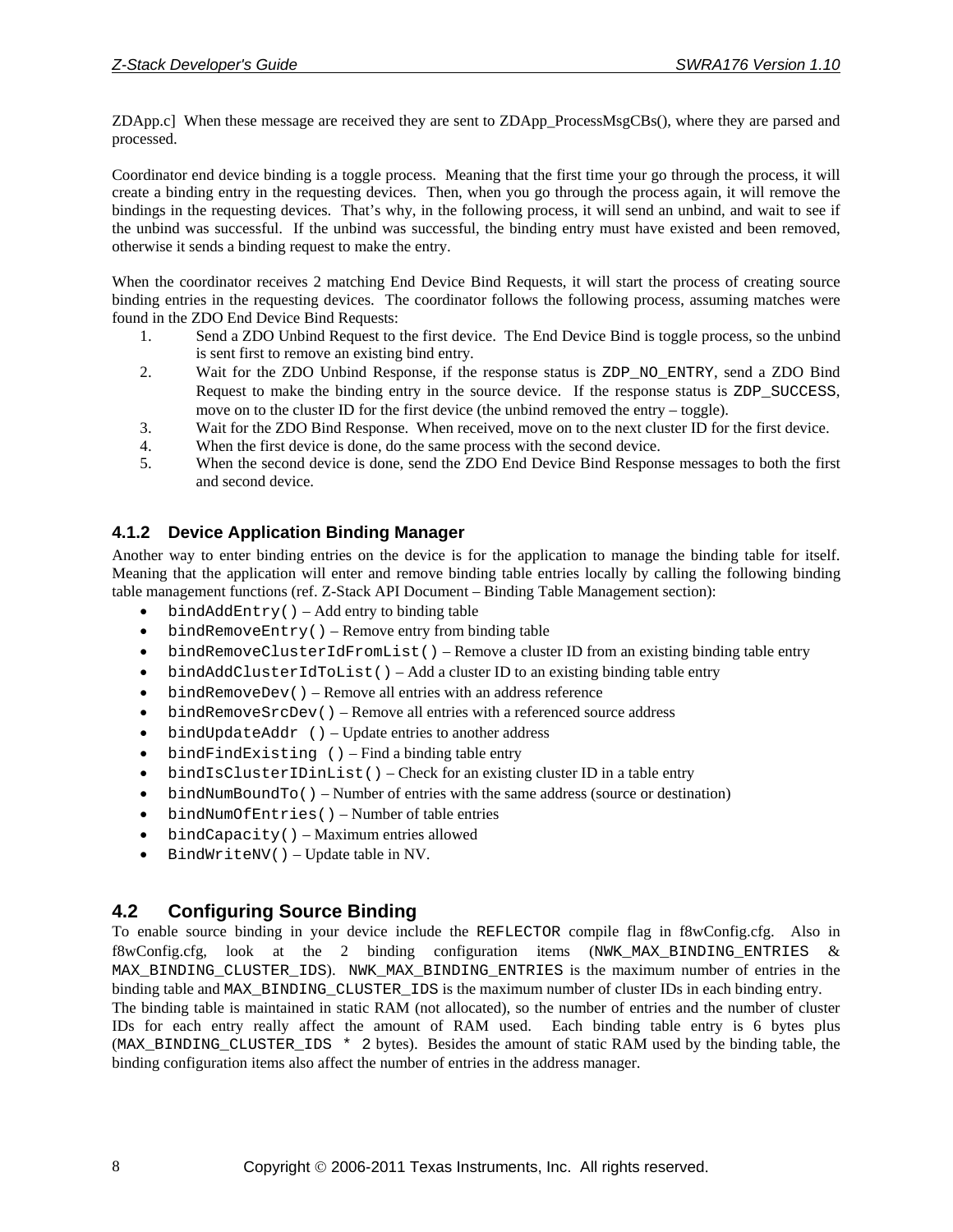ZDApp.c] When these message are received they are sent to ZDApp_ProcessMsgCBs(), where they are parsed and processed.

Coordinator end device binding is a toggle process. Meaning that the first time your go through the process, it will create a binding entry in the requesting devices. Then, when you go through the process again, it will remove the bindings in the requesting devices. That's why, in the following process, it will send an unbind, and wait to see if the unbind was successful. If the unbind was successful, the binding entry must have existed and been removed, otherwise it sends a binding request to make the entry.

When the coordinator receives 2 matching End Device Bind Requests, it will start the process of creating source binding entries in the requesting devices. The coordinator follows the following process, assuming matches were found in the ZDO End Device Bind Requests:

1. Send a ZDO Unbind Request to the first device. The End Device Bind is toggle process, so the unbind is sent first to remove an existing bind entry.
2. Wait for the ZDO Unbind Response, if the response status is `ZDP_NO_ENTRY`, send a ZDO Bind Request to make the binding entry in the source device. If the response status is `ZDP_SUCCESS`, move on to the cluster ID for the first device (the unbind removed the entry – toggle).
3. Wait for the ZDO Bind Response. When received, move on to the next cluster ID for the first device.
4. When the first device is done, do the same process with the second device.
5. When the second device is done, send the ZDO End Device Bind Response messages to both the first and second device.

### 4.1.2 Device Application Binding Manager

Another way to enter binding entries on the device is for the application to manage the binding table for itself. Meaning that the application will enter and remove binding table entries locally by calling the following binding table management functions (ref. Z-Stack API Document – Binding Table Management section):

- `bindAddEntry()` – Add entry to binding table
- `bindRemoveEntry()` – Remove entry from binding table
- `bindRemoveClusterIdFromList()` – Remove a cluster ID from an existing binding table entry
- `bindAddClusterIdToList()` – Add a cluster ID to an existing binding table entry
- `bindRemoveDev()` – Remove all entries with an address reference
- `bindRemoveSrcDev()` – Remove all entries with a referenced source address
- `bindUpdateAddr ()` – Update entries to another address
- `bindFindExisting ()` – Find a binding table entry
- `bindIsClusterIDinList()` – Check for an existing cluster ID in a table entry
- `bindNumBoundTo()` – Number of entries with the same address (source or destination)
- `bindNumOfEntries()` – Number of table entries
- `bindCapacity()` – Maximum entries allowed
- `BindWriteNV()` – Update table in NV.

## 4.2 Configuring Source Binding

To enable source binding in your device include the `REFLECTOR` compile flag in f8wConfig.cfg. Also in f8wConfig.cfg, look at the 2 binding configuration items (`NWK_MAX_BINDING_ENTRIES` & `MAX_BINDING_CLUSTER_IDS`). `NWK_MAX_BINDING_ENTRIES` is the maximum number of entries in the binding table and `MAX_BINDING_CLUSTER_IDS` is the maximum number of cluster IDs in each binding entry.
The binding table is maintained in static RAM (not allocated), so the number of entries and the number of cluster IDs for each entry really affect the amount of RAM used. Each binding table entry is 6 bytes plus (`MAX_BINDING_CLUSTER_IDS * 2` bytes). Besides the amount of static RAM used by the binding table, the binding configuration items also affect the number of entries in the address manager.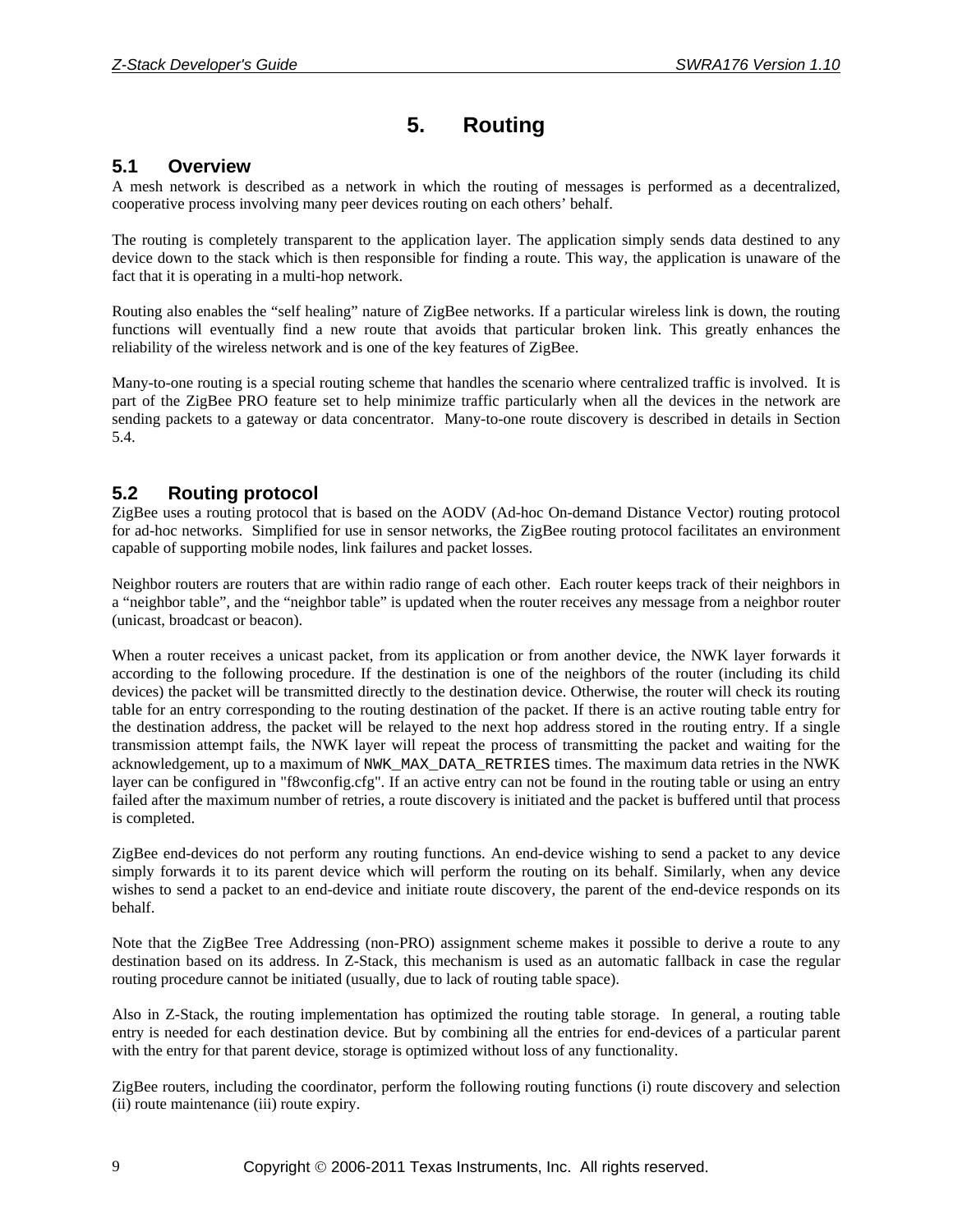# 5. Routing

## 5.1 Overview

A mesh network is described as a network in which the routing of messages is performed as a decentralized, cooperative process involving many peer devices routing on each others' behalf.

The routing is completely transparent to the application layer. The application simply sends data destined to any device down to the stack which is then responsible for finding a route. This way, the application is unaware of the fact that it is operating in a multi-hop network.

Routing also enables the "self healing" nature of ZigBee networks. If a particular wireless link is down, the routing functions will eventually find a new route that avoids that particular broken link. This greatly enhances the reliability of the wireless network and is one of the key features of ZigBee.

Many-to-one routing is a special routing scheme that handles the scenario where centralized traffic is involved. It is part of the ZigBee PRO feature set to help minimize traffic particularly when all the devices in the network are sending packets to a gateway or data concentrator. Many-to-one route discovery is described in details in Section 5.4.

## 5.2 Routing protocol

ZigBee uses a routing protocol that is based on the AODV (Ad-hoc On-demand Distance Vector) routing protocol for ad-hoc networks. Simplified for use in sensor networks, the ZigBee routing protocol facilitates an environment capable of supporting mobile nodes, link failures and packet losses.

Neighbor routers are routers that are within radio range of each other. Each router keeps track of their neighbors in a "neighbor table", and the "neighbor table" is updated when the router receives any message from a neighbor router (unicast, broadcast or beacon).

When a router receives a unicast packet, from its application or from another device, the NWK layer forwards it according to the following procedure. If the destination is one of the neighbors of the router (including its child devices) the packet will be transmitted directly to the destination device. Otherwise, the router will check its routing table for an entry corresponding to the routing destination of the packet. If there is an active routing table entry for the destination address, the packet will be relayed to the next hop address stored in the routing entry. If a single transmission attempt fails, the NWK layer will repeat the process of transmitting the packet and waiting for the acknowledgement, up to a maximum of `NWK_MAX_DATA_RETRIES` times. The maximum data retries in the NWK layer can be configured in "f8wconfig.cfg". If an active entry can not be found in the routing table or using an entry failed after the maximum number of retries, a route discovery is initiated and the packet is buffered until that process is completed.

ZigBee end-devices do not perform any routing functions. An end-device wishing to send a packet to any device simply forwards it to its parent device which will perform the routing on its behalf. Similarly, when any device wishes to send a packet to an end-device and initiate route discovery, the parent of the end-device responds on its behalf.

Note that the ZigBee Tree Addressing (non-PRO) assignment scheme makes it possible to derive a route to any destination based on its address. In Z-Stack, this mechanism is used as an automatic fallback in case the regular routing procedure cannot be initiated (usually, due to lack of routing table space).

Also in Z-Stack, the routing implementation has optimized the routing table storage. In general, a routing table entry is needed for each destination device. But by combining all the entries for end-devices of a particular parent with the entry for that parent device, storage is optimized without loss of any functionality.

ZigBee routers, including the coordinator, perform the following routing functions (i) route discovery and selection (ii) route maintenance (iii) route expiry.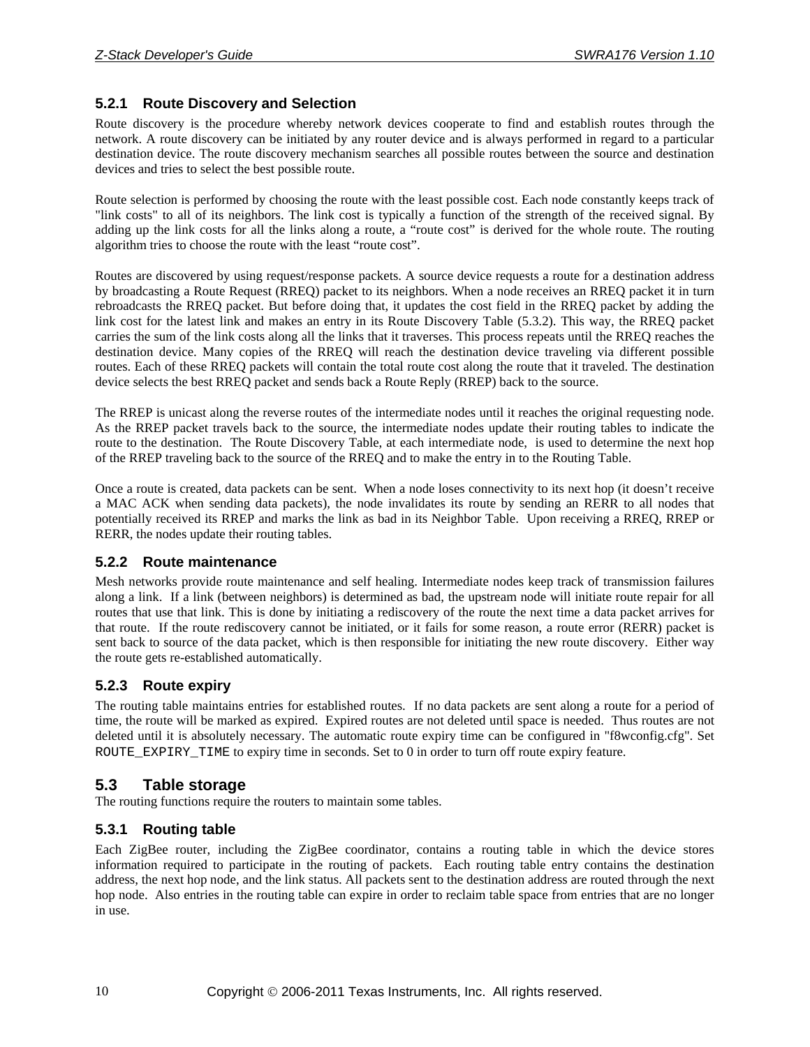### 5.2.1 Route Discovery and Selection

Route discovery is the procedure whereby network devices cooperate to find and establish routes through the network. A route discovery can be initiated by any router device and is always performed in regard to a particular destination device. The route discovery mechanism searches all possible routes between the source and destination devices and tries to select the best possible route.

Route selection is performed by choosing the route with the least possible cost. Each node constantly keeps track of "link costs" to all of its neighbors. The link cost is typically a function of the strength of the received signal. By adding up the link costs for all the links along a route, a "route cost" is derived for the whole route. The routing algorithm tries to choose the route with the least "route cost".

Routes are discovered by using request/response packets. A source device requests a route for a destination address by broadcasting a Route Request (RREQ) packet to its neighbors. When a node receives an RREQ packet it in turn rebroadcasts the RREQ packet. But before doing that, it updates the cost field in the RREQ packet by adding the link cost for the latest link and makes an entry in its Route Discovery Table (5.3.2). This way, the RREQ packet carries the sum of the link costs along all the links that it traverses. This process repeats until the RREQ reaches the destination device. Many copies of the RREQ will reach the destination device traveling via different possible routes. Each of these RREQ packets will contain the total route cost along the route that it traveled. The destination device selects the best RREQ packet and sends back a Route Reply (RREP) back to the source.

The RREP is unicast along the reverse routes of the intermediate nodes until it reaches the original requesting node. As the RREP packet travels back to the source, the intermediate nodes update their routing tables to indicate the route to the destination. The Route Discovery Table, at each intermediate node, is used to determine the next hop of the RREP traveling back to the source of the RREQ and to make the entry in to the Routing Table.

Once a route is created, data packets can be sent. When a node loses connectivity to its next hop (it doesn't receive a MAC ACK when sending data packets), the node invalidates its route by sending an RERR to all nodes that potentially received its RREP and marks the link as bad in its Neighbor Table. Upon receiving a RREQ, RREP or RERR, the nodes update their routing tables.

### 5.2.2 Route maintenance

Mesh networks provide route maintenance and self healing. Intermediate nodes keep track of transmission failures along a link. If a link (between neighbors) is determined as bad, the upstream node will initiate route repair for all routes that use that link. This is done by initiating a rediscovery of the route the next time a data packet arrives for that route. If the route rediscovery cannot be initiated, or it fails for some reason, a route error (RERR) packet is sent back to source of the data packet, which is then responsible for initiating the new route discovery. Either way the route gets re-established automatically.

### 5.2.3 Route expiry

The routing table maintains entries for established routes. If no data packets are sent along a route for a period of time, the route will be marked as expired. Expired routes are not deleted until space is needed. Thus routes are not deleted until it is absolutely necessary. The automatic route expiry time can be configured in "f8wconfig.cfg". Set `ROUTE_EXPIRY_TIME` to expiry time in seconds. Set to 0 in order to turn off route expiry feature.

## 5.3 Table storage

The routing functions require the routers to maintain some tables.

### 5.3.1 Routing table

Each ZigBee router, including the ZigBee coordinator, contains a routing table in which the device stores information required to participate in the routing of packets. Each routing table entry contains the destination address, the next hop node, and the link status. All packets sent to the destination address are routed through the next hop node. Also entries in the routing table can expire in order to reclaim table space from entries that are no longer in use.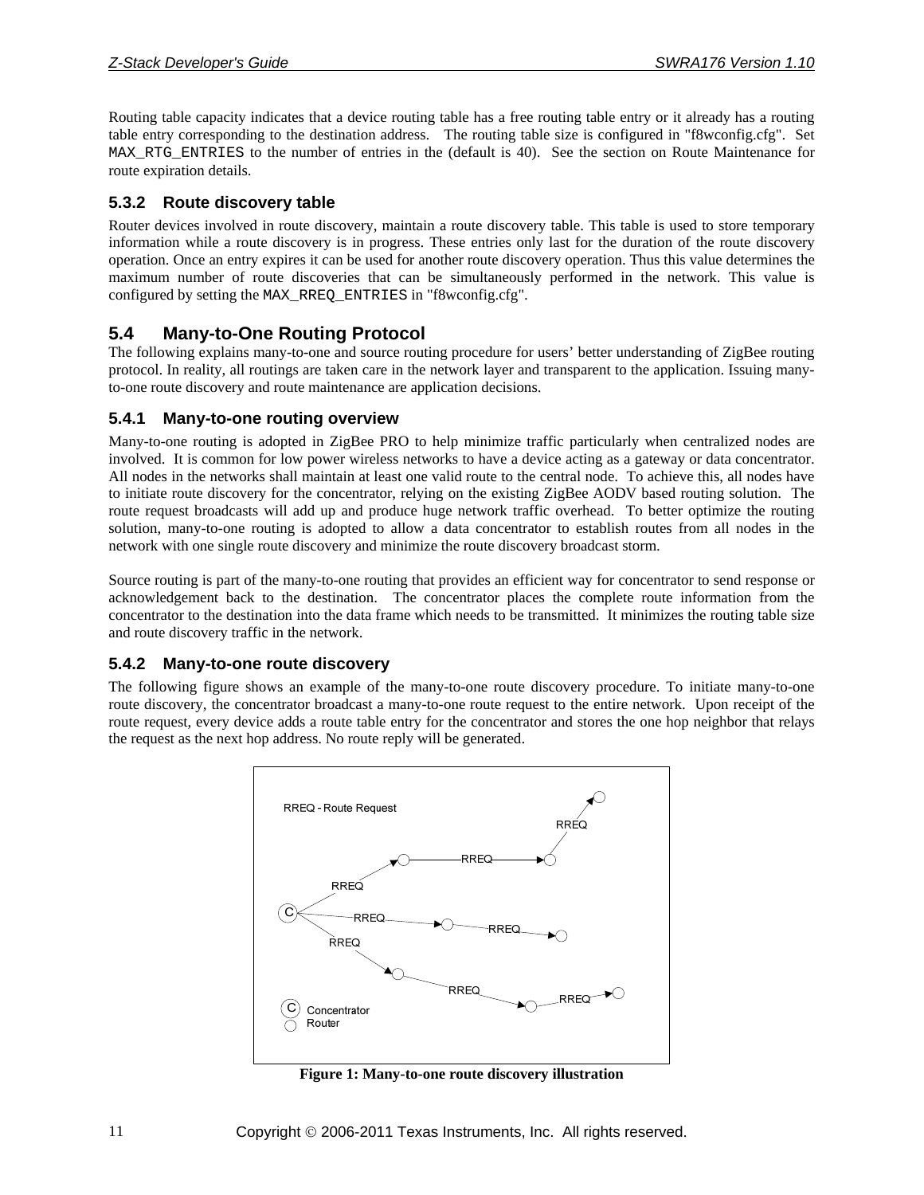Routing table capacity indicates that a device routing table has a free routing table entry or it already has a routing table entry corresponding to the destination address. The routing table size is configured in "f8wconfig.cfg". Set `MAX_RTG_ENTRIES` to the number of entries in the (default is 40). See the section on Route Maintenance for route expiration details.

### 5.3.2 Route discovery table

Router devices involved in route discovery, maintain a route discovery table. This table is used to store temporary information while a route discovery is in progress. These entries only last for the duration of the route discovery operation. Once an entry expires it can be used for another route discovery operation. Thus this value determines the maximum number of route discoveries that can be simultaneously performed in the network. This value is configured by setting the `MAX_RREQ_ENTRIES` in "f8wconfig.cfg".

## 5.4 Many-to-One Routing Protocol

The following explains many-to-one and source routing procedure for users' better understanding of ZigBee routing protocol. In reality, all routings are taken care in the network layer and transparent to the application. Issuing many-to-one route discovery and route maintenance are application decisions.

### 5.4.1 Many-to-one routing overview

Many-to-one routing is adopted in ZigBee PRO to help minimize traffic particularly when centralized nodes are involved. It is common for low power wireless networks to have a device acting as a gateway or data concentrator. All nodes in the networks shall maintain at least one valid route to the central node. To achieve this, all nodes have to initiate route discovery for the concentrator, relying on the existing ZigBee AODV based routing solution. The route request broadcasts will add up and produce huge network traffic overhead. To better optimize the routing solution, many-to-one routing is adopted to allow a data concentrator to establish routes from all nodes in the network with one single route discovery and minimize the route discovery broadcast storm.

Source routing is part of the many-to-one routing that provides an efficient way for concentrator to send response or acknowledgement back to the destination. The concentrator places the complete route information from the concentrator to the destination into the data frame which needs to be transmitted. It minimizes the routing table size and route discovery traffic in the network.

### 5.4.2 Many-to-one route discovery

The following figure shows an example of the many-to-one route discovery procedure. To initiate many-to-one route discovery, the concentrator broadcast a many-to-one route request to the entire network. Upon receipt of the route request, every device adds a route table entry for the concentrator and stores the one hop neighbor that relays the request as the next hop address. No route reply will be generated.

**Figure 1: Many-to-one route discovery illustration**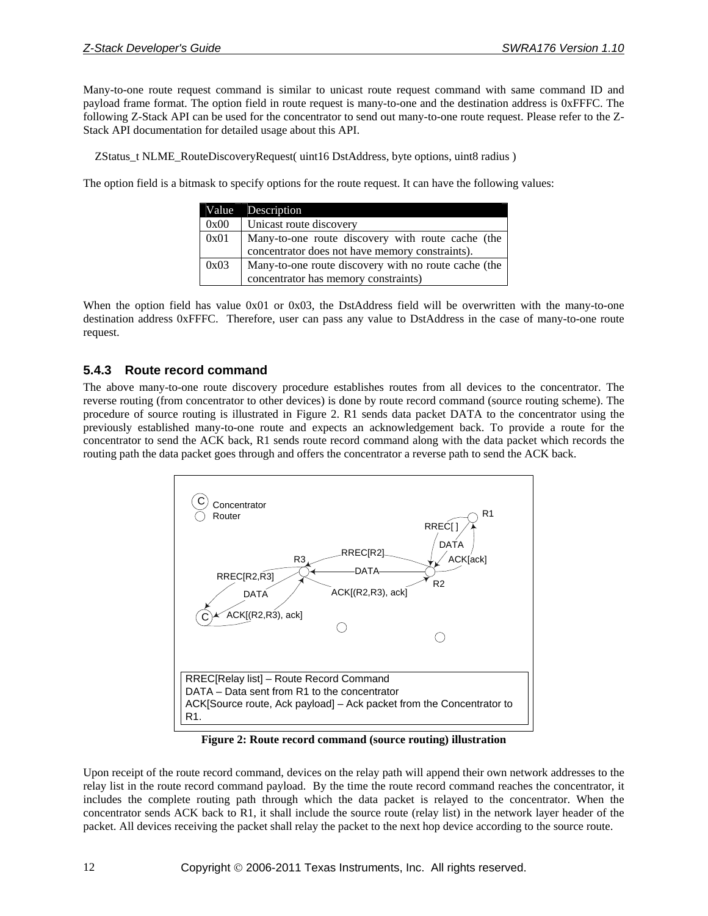Many-to-one route request command is similar to unicast route request command with same command ID and payload frame format. The option field in route request is many-to-one and the destination address is 0xFFFC. The following Z-Stack API can be used for the concentrator to send out many-to-one route request. Please refer to the Z-Stack API documentation for detailed usage about this API.

```
ZStatus_t NLME_RouteDiscoveryRequest( uint16 DstAddress, byte options, uint8 radius )
```

The option field is a bitmask to specify options for the route request. It can have the following values:

| Value | Description |
|---|---|
| 0x00 | Unicast route discovery |
| 0x01 | Many-to-one route discovery with route cache (the concentrator does not have memory constraints). |
| 0x03 | Many-to-one route discovery with no route cache (the concentrator has memory constraints) |

When the option field has value 0x01 or 0x03, the DstAddress field will be overwritten with the many-to-one destination address 0xFFFC. Therefore, user can pass any value to DstAddress in the case of many-to-one route request.

### 5.4.3 Route record command

The above many-to-one route discovery procedure establishes routes from all devices to the concentrator. The reverse routing (from concentrator to other devices) is done by route record command (source routing scheme). The procedure of source routing is illustrated in Figure 2. R1 sends data packet DATA to the concentrator using the previously established many-to-one route and expects an acknowledgement back. To provide a route for the concentrator to send the ACK back, R1 sends route record command along with the data packet which records the routing path the data packet goes through and offers the concentrator a reverse path to send the ACK back.

RREC[Relay list] – Route Record Command
DATA – Data sent from R1 to the concentrator
ACK[Source route, Ack payload] – Ack packet from the Concentrator to R1.

**Figure 2: Route record command (source routing) illustration**

Upon receipt of the route record command, devices on the relay path will append their own network addresses to the relay list in the route record command payload. By the time the route record command reaches the concentrator, it includes the complete routing path through which the data packet is relayed to the concentrator. When the concentrator sends ACK back to R1, it shall include the source route (relay list) in the network layer header of the packet. All devices receiving the packet shall relay the packet to the next hop device according to the source route.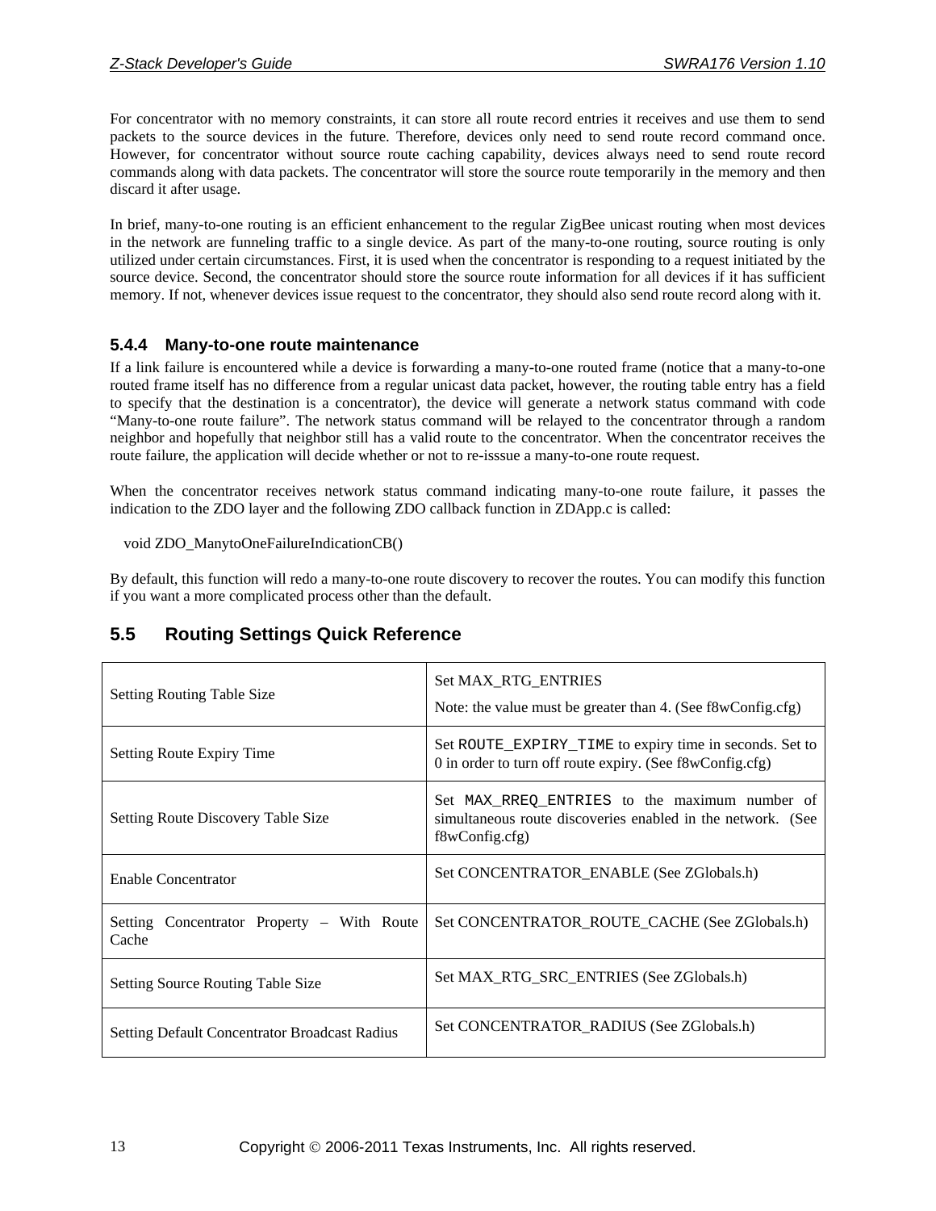For concentrator with no memory constraints, it can store all route record entries it receives and use them to send packets to the source devices in the future. Therefore, devices only need to send route record command once. However, for concentrator without source route caching capability, devices always need to send route record commands along with data packets. The concentrator will store the source route temporarily in the memory and then discard it after usage.

In brief, many-to-one routing is an efficient enhancement to the regular ZigBee unicast routing when most devices in the network are funneling traffic to a single device. As part of the many-to-one routing, source routing is only utilized under certain circumstances. First, it is used when the concentrator is responding to a request initiated by the source device. Second, the concentrator should store the source route information for all devices if it has sufficient memory. If not, whenever devices issue request to the concentrator, they should also send route record along with it.

### 5.4.4 Many-to-one route maintenance

If a link failure is encountered while a device is forwarding a many-to-one routed frame (notice that a many-to-one routed frame itself has no difference from a regular unicast data packet, however, the routing table entry has a field to specify that the destination is a concentrator), the device will generate a network status command with code "Many-to-one route failure". The network status command will be relayed to the concentrator through a random neighbor and hopefully that neighbor still has a valid route to the concentrator. When the concentrator receives the route failure, the application will decide whether or not to re-isssue a many-to-one route request.

When the concentrator receives network status command indicating many-to-one route failure, it passes the indication to the ZDO layer and the following ZDO callback function in ZDApp.c is called:

```
void ZDO_ManytoOneFailureIndicationCB()
```

By default, this function will redo a many-to-one route discovery to recover the routes. You can modify this function if you want a more complicated process other than the default.

## 5.5 Routing Settings Quick Reference

| | |
|---|---|
| Setting Routing Table Size | Set MAX_RTG_ENTRIES<br>Note: the value must be greater than 4. (See f8wConfig.cfg) |
| Setting Route Expiry Time | Set ROUTE_EXPIRY_TIME to expiry time in seconds. Set to 0 in order to turn off route expiry. (See f8wConfig.cfg) |
| Setting Route Discovery Table Size | Set MAX_RREQ_ENTRIES to the maximum number of simultaneous route discoveries enabled in the network. (See f8wConfig.cfg) |
| Enable Concentrator | Set CONCENTRATOR_ENABLE (See ZGlobals.h) |
| Setting Concentrator Property – With Route Cache | Set CONCENTRATOR_ROUTE_CACHE (See ZGlobals.h) |
| Setting Source Routing Table Size | Set MAX_RTG_SRC_ENTRIES (See ZGlobals.h) |
| Setting Default Concentrator Broadcast Radius | Set CONCENTRATOR_RADIUS (See ZGlobals.h) |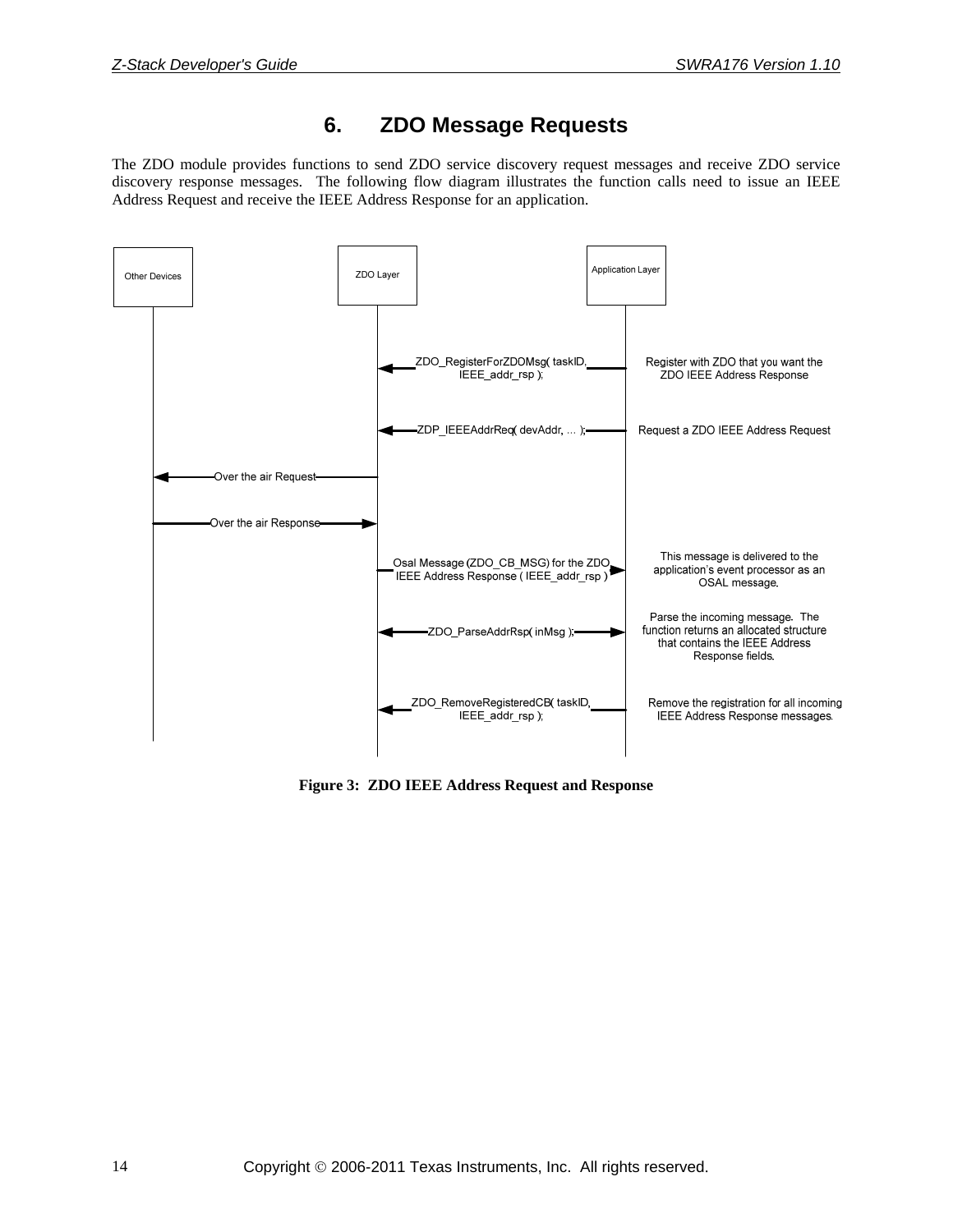# 6. ZDO Message Requests

The ZDO module provides functions to send ZDO service discovery request messages and receive ZDO service discovery response messages. The following flow diagram illustrates the function calls need to issue an IEEE Address Request and receive the IEEE Address Response for an application.

Other Devices | ZDO Layer | Application Layer

ZDO_RegisterForZDOMsg( taskID, IEEE_addr_rsp ); — Register with ZDO that you want the ZDO IEEE Address Response

ZDP_IEEEAddrReq( devAddr, ... ); — Request a ZDO IEEE Address Request

Over the air Request

Over the air Response

Osal Message (ZDO_CB_MSG) for the ZDO IEEE Address Response ( IEEE_addr_rsp ) — This message is delivered to the application's event processor as an OSAL message.

ZDO_ParseAddrRsp( inMsg ); — Parse the incoming message. The function returns an allocated structure that contains the IEEE Address Response fields.

ZDO_RemoveRegisteredCB( taskID, IEEE_addr_rsp ); — Remove the registration for all incoming IEEE Address Response messages.

**Figure 3: ZDO IEEE Address Request and Response**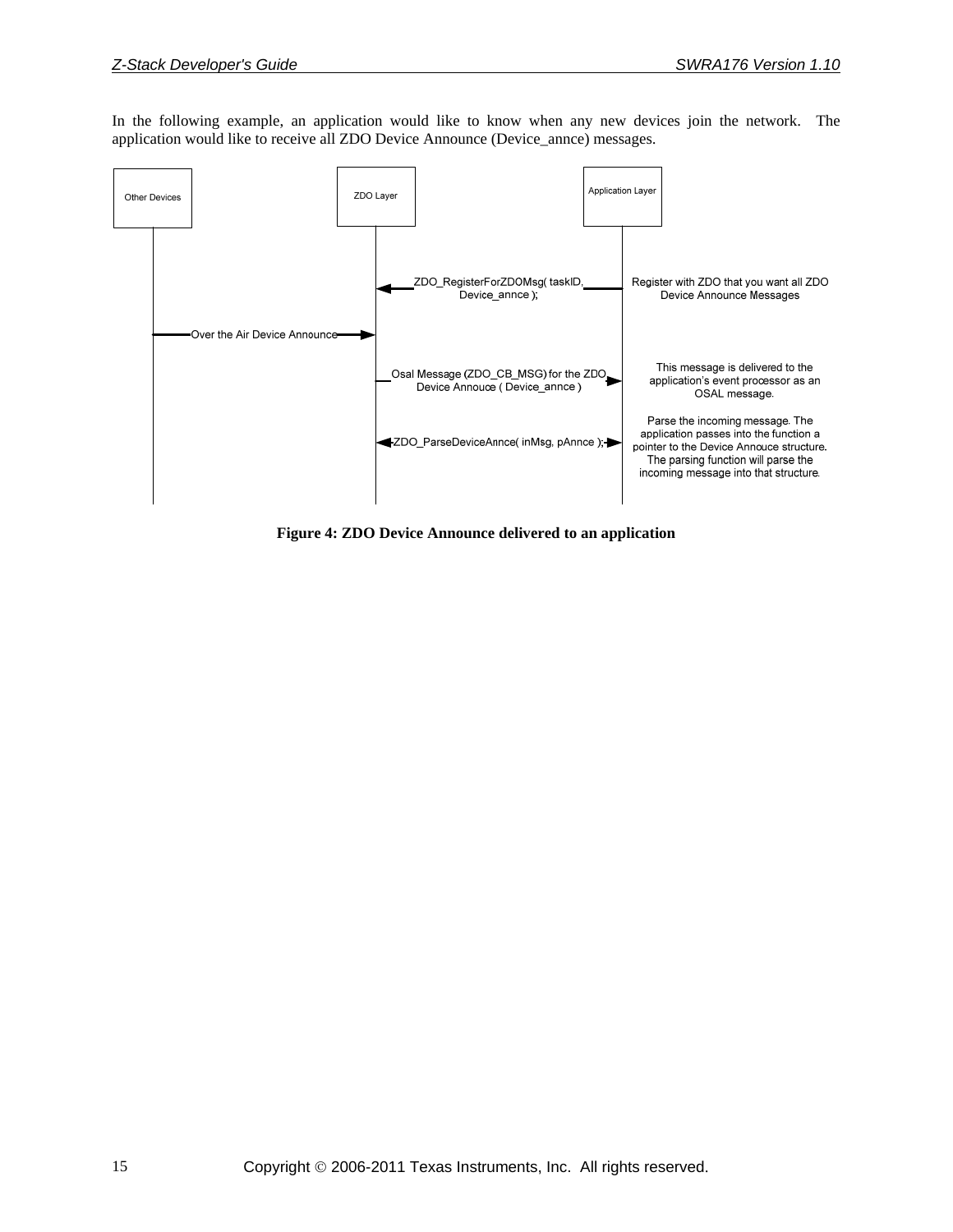In the following example, an application would like to know when any new devices join the network. The application would like to receive all ZDO Device Announce (Device_annce) messages.

Other Devices

ZDO Layer

Application Layer

ZDO_RegisterForZDOMsg( taskID, Device_annce );

Register with ZDO that you want all ZDO Device Announce Messages

Over the Air Device Announce

Osal Message (ZDO_CB_MSG) for the ZDO Device Annouce ( Device_annce )

This message is delivered to the application's event processor as an OSAL message.

ZDO_ParseDeviceAnnce( inMsg, pAnnce );

Parse the incoming message. The application passes into the function a pointer to the Device Annouce structure. The parsing function will parse the incoming message into that structure.

**Figure 4: ZDO Device Announce delivered to an application**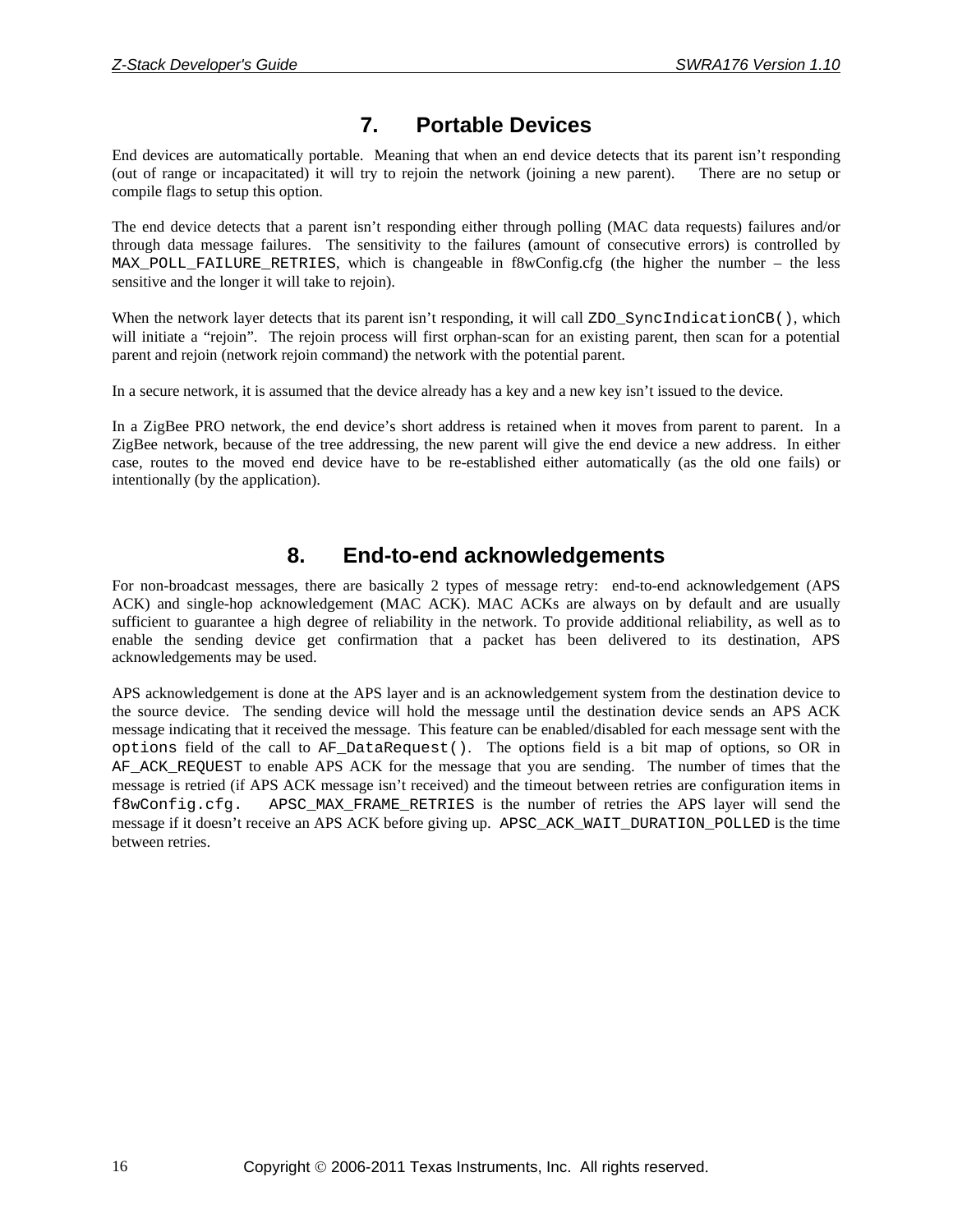# 7. Portable Devices

End devices are automatically portable. Meaning that when an end device detects that its parent isn't responding (out of range or incapacitated) it will try to rejoin the network (joining a new parent). There are no setup or compile flags to setup this option.

The end device detects that a parent isn't responding either through polling (MAC data requests) failures and/or through data message failures. The sensitivity to the failures (amount of consecutive errors) is controlled by `MAX_POLL_FAILURE_RETRIES`, which is changeable in f8wConfig.cfg (the higher the number – the less sensitive and the longer it will take to rejoin).

When the network layer detects that its parent isn't responding, it will call `ZDO_SyncIndicationCB()`, which will initiate a "rejoin". The rejoin process will first orphan-scan for an existing parent, then scan for a potential parent and rejoin (network rejoin command) the network with the potential parent.

In a secure network, it is assumed that the device already has a key and a new key isn't issued to the device.

In a ZigBee PRO network, the end device's short address is retained when it moves from parent to parent. In a ZigBee network, because of the tree addressing, the new parent will give the end device a new address. In either case, routes to the moved end device have to be re-established either automatically (as the old one fails) or intentionally (by the application).

# 8. End-to-end acknowledgements

For non-broadcast messages, there are basically 2 types of message retry: end-to-end acknowledgement (APS ACK) and single-hop acknowledgement (MAC ACK). MAC ACKs are always on by default and are usually sufficient to guarantee a high degree of reliability in the network. To provide additional reliability, as well as to enable the sending device get confirmation that a packet has been delivered to its destination, APS acknowledgements may be used.

APS acknowledgement is done at the APS layer and is an acknowledgement system from the destination device to the source device. The sending device will hold the message until the destination device sends an APS ACK message indicating that it received the message. This feature can be enabled/disabled for each message sent with the `options` field of the call to `AF_DataRequest()`. The options field is a bit map of options, so OR in `AF_ACK_REQUEST` to enable APS ACK for the message that you are sending. The number of times that the message is retried (if APS ACK message isn't received) and the timeout between retries are configuration items in `f8wConfig.cfg`. `APSC_MAX_FRAME_RETRIES` is the number of retries the APS layer will send the message if it doesn't receive an APS ACK before giving up. `APSC_ACK_WAIT_DURATION_POLLED` is the time between retries.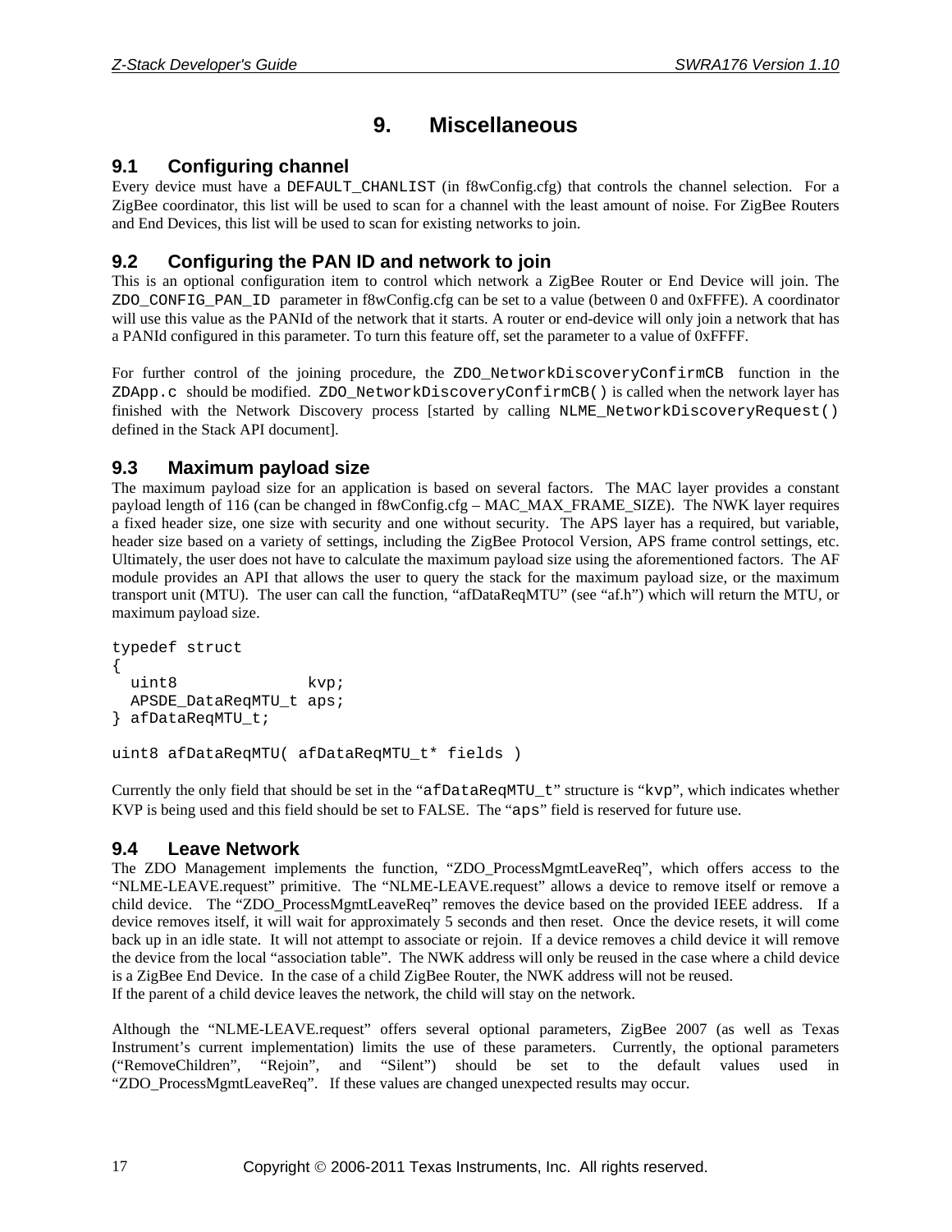# 9. Miscellaneous

## 9.1 Configuring channel

Every device must have a `DEFAULT_CHANLIST` (in f8wConfig.cfg) that controls the channel selection. For a ZigBee coordinator, this list will be used to scan for a channel with the least amount of noise. For ZigBee Routers and End Devices, this list will be used to scan for existing networks to join.

## 9.2 Configuring the PAN ID and network to join

This is an optional configuration item to control which network a ZigBee Router or End Device will join. The `ZDO_CONFIG_PAN_ID` parameter in f8wConfig.cfg can be set to a value (between 0 and 0xFFFE). A coordinator will use this value as the PANId of the network that it starts. A router or end-device will only join a network that has a PANId configured in this parameter. To turn this feature off, set the parameter to a value of 0xFFFF.

For further control of the joining procedure, the `ZDO_NetworkDiscoveryConfirmCB` function in the `ZDApp.c` should be modified. `ZDO_NetworkDiscoveryConfirmCB()` is called when the network layer has finished with the Network Discovery process [started by calling `NLME_NetworkDiscoveryRequest()` defined in the Stack API document].

## 9.3 Maximum payload size

The maximum payload size for an application is based on several factors. The MAC layer provides a constant payload length of 116 (can be changed in f8wConfig.cfg – MAC_MAX_FRAME_SIZE). The NWK layer requires a fixed header size, one size with security and one without security. The APS layer has a required, but variable, header size based on a variety of settings, including the ZigBee Protocol Version, APS frame control settings, etc. Ultimately, the user does not have to calculate the maximum payload size using the aforementioned factors. The AF module provides an API that allows the user to query the stack for the maximum payload size, or the maximum transport unit (MTU). The user can call the function, "afDataReqMTU" (see "af.h") which will return the MTU, or maximum payload size.

```
typedef struct
{
  uint8              kvp;
  APSDE_DataReqMTU_t aps;
} afDataReqMTU_t;

uint8 afDataReqMTU( afDataReqMTU_t* fields )
```

Currently the only field that should be set in the "`afDataReqMTU_t`" structure is "`kvp`", which indicates whether KVP is being used and this field should be set to FALSE. The "`aps`" field is reserved for future use.

## 9.4 Leave Network

The ZDO Management implements the function, "ZDO_ProcessMgmtLeaveReq", which offers access to the "NLME-LEAVE.request" primitive. The "NLME-LEAVE.request" allows a device to remove itself or remove a child device. The "ZDO_ProcessMgmtLeaveReq" removes the device based on the provided IEEE address. If a device removes itself, it will wait for approximately 5 seconds and then reset. Once the device resets, it will come back up in an idle state. It will not attempt to associate or rejoin. If a device removes a child device it will remove the device from the local "association table". The NWK address will only be reused in the case where a child device is a ZigBee End Device. In the case of a child ZigBee Router, the NWK address will not be reused.
If the parent of a child device leaves the network, the child will stay on the network.

Although the "NLME-LEAVE.request" offers several optional parameters, ZigBee 2007 (as well as Texas Instrument's current implementation) limits the use of these parameters. Currently, the optional parameters ("RemoveChildren", "Rejoin", and "Silent") should be set to the default values used in "ZDO_ProcessMgmtLeaveReq". If these values are changed unexpected results may occur.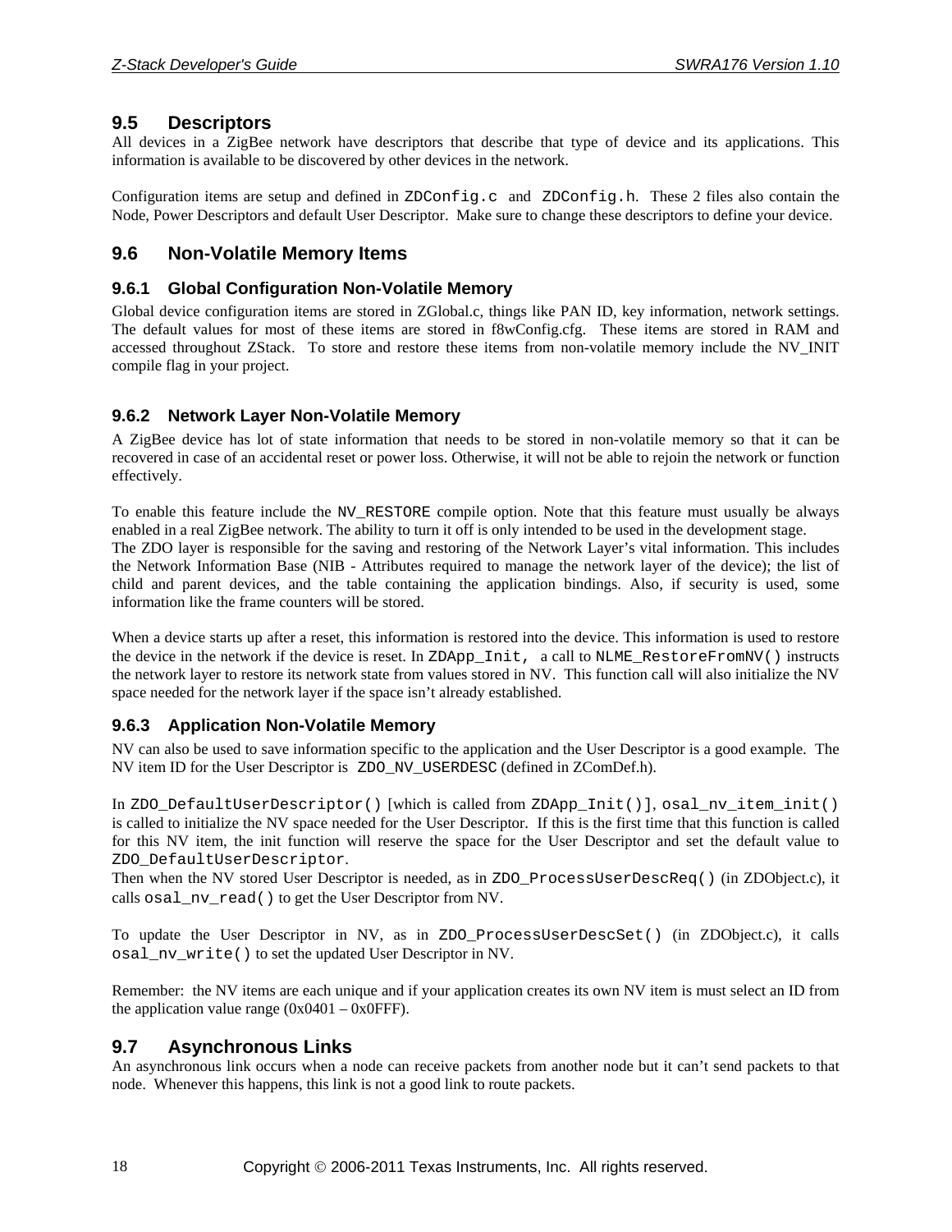## 9.5 Descriptors

All devices in a ZigBee network have descriptors that describe that type of device and its applications. This information is available to be discovered by other devices in the network.

Configuration items are setup and defined in `ZDConfig.c` and `ZDConfig.h`. These 2 files also contain the Node, Power Descriptors and default User Descriptor. Make sure to change these descriptors to define your device.

## 9.6 Non-Volatile Memory Items

### 9.6.1 Global Configuration Non-Volatile Memory

Global device configuration items are stored in ZGlobal.c, things like PAN ID, key information, network settings. The default values for most of these items are stored in f8wConfig.cfg. These items are stored in RAM and accessed throughout ZStack. To store and restore these items from non-volatile memory include the NV_INIT compile flag in your project.

### 9.6.2 Network Layer Non-Volatile Memory

A ZigBee device has lot of state information that needs to be stored in non-volatile memory so that it can be recovered in case of an accidental reset or power loss. Otherwise, it will not be able to rejoin the network or function effectively.

To enable this feature include the `NV_RESTORE` compile option. Note that this feature must usually be always enabled in a real ZigBee network. The ability to turn it off is only intended to be used in the development stage.
The ZDO layer is responsible for the saving and restoring of the Network Layer's vital information. This includes the Network Information Base (NIB - Attributes required to manage the network layer of the device); the list of child and parent devices, and the table containing the application bindings. Also, if security is used, some information like the frame counters will be stored.

When a device starts up after a reset, this information is restored into the device. This information is used to restore the device in the network if the device is reset. In `ZDApp_Init,` a call to `NLME_RestoreFromNV()` instructs the network layer to restore its network state from values stored in NV. This function call will also initialize the NV space needed for the network layer if the space isn't already established.

### 9.6.3 Application Non-Volatile Memory

NV can also be used to save information specific to the application and the User Descriptor is a good example. The NV item ID for the User Descriptor is `ZDO_NV_USERDESC` (defined in ZComDef.h).

In `ZDO_DefaultUserDescriptor()` [which is called from `ZDApp_Init()`], `osal_nv_item_init()` is called to initialize the NV space needed for the User Descriptor. If this is the first time that this function is called for this NV item, the init function will reserve the space for the User Descriptor and set the default value to `ZDO_DefaultUserDescriptor`.
Then when the NV stored User Descriptor is needed, as in `ZDO_ProcessUserDescReq()` (in ZDObject.c), it calls `osal_nv_read()` to get the User Descriptor from NV.

To update the User Descriptor in NV, as in `ZDO_ProcessUserDescSet()` (in ZDObject.c), it calls `osal_nv_write()` to set the updated User Descriptor in NV.

Remember: the NV items are each unique and if your application creates its own NV item is must select an ID from the application value range (0x0401 – 0x0FFF).

## 9.7 Asynchronous Links

An asynchronous link occurs when a node can receive packets from another node but it can't send packets to that node. Whenever this happens, this link is not a good link to route packets.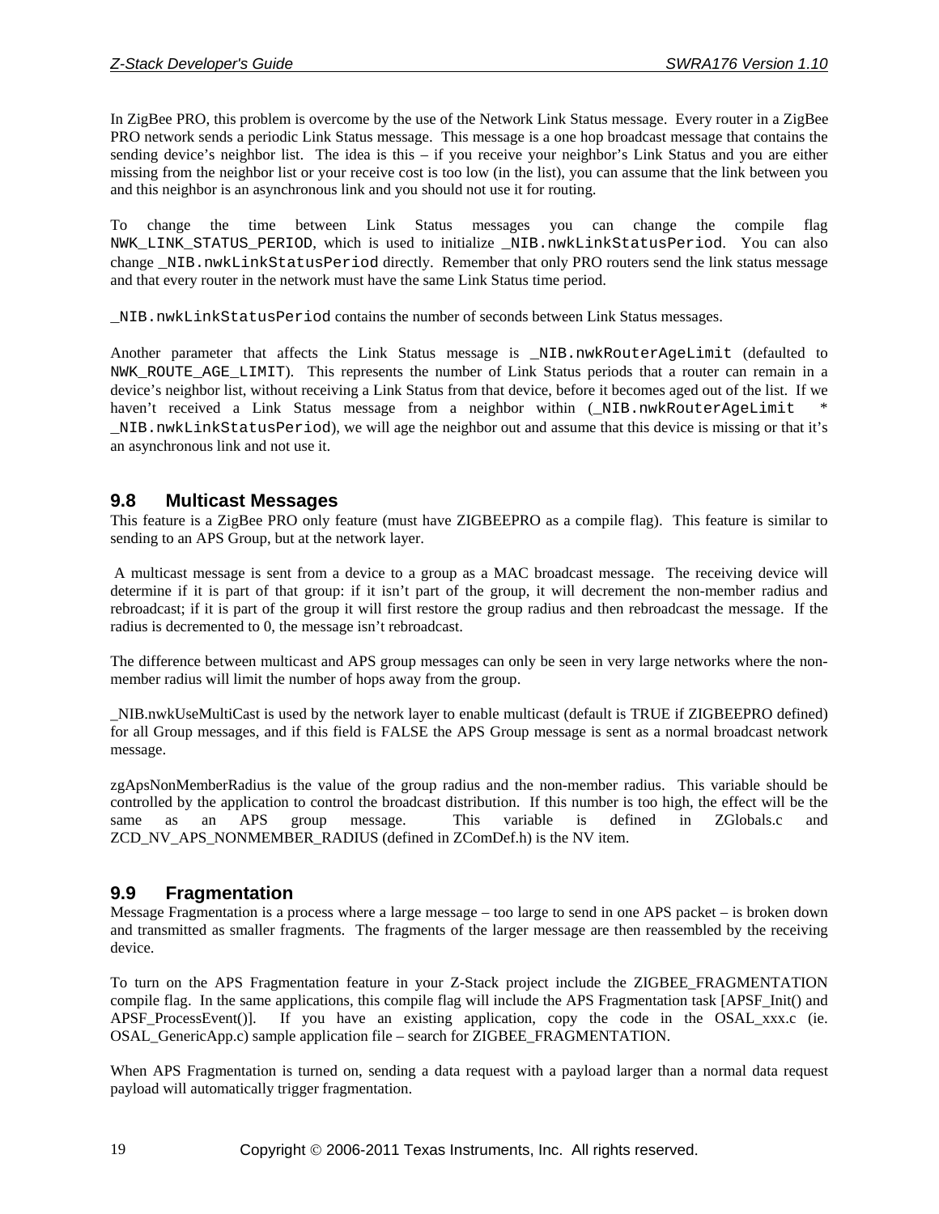In ZigBee PRO, this problem is overcome by the use of the Network Link Status message. Every router in a ZigBee PRO network sends a periodic Link Status message. This message is a one hop broadcast message that contains the sending device's neighbor list. The idea is this – if you receive your neighbor's Link Status and you are either missing from the neighbor list or your receive cost is too low (in the list), you can assume that the link between you and this neighbor is an asynchronous link and you should not use it for routing.

To change the time between Link Status messages you can change the compile flag `NWK_LINK_STATUS_PERIOD`, which is used to initialize `_NIB.nwkLinkStatusPeriod`. You can also change `_NIB.nwkLinkStatusPeriod` directly. Remember that only PRO routers send the link status message and that every router in the network must have the same Link Status time period.

`_NIB.nwkLinkStatusPeriod` contains the number of seconds between Link Status messages.

Another parameter that affects the Link Status message is `_NIB.nwkRouterAgeLimit` (defaulted to `NWK_ROUTE_AGE_LIMIT`). This represents the number of Link Status periods that a router can remain in a device's neighbor list, without receiving a Link Status from that device, before it becomes aged out of the list. If we haven't received a Link Status message from a neighbor within (`_NIB.nwkRouterAgeLimit * _NIB.nwkLinkStatusPeriod`), we will age the neighbor out and assume that this device is missing or that it's an asynchronous link and not use it.

## 9.8 Multicast Messages

This feature is a ZigBee PRO only feature (must have ZIGBEEPRO as a compile flag). This feature is similar to sending to an APS Group, but at the network layer.

A multicast message is sent from a device to a group as a MAC broadcast message. The receiving device will determine if it is part of that group: if it isn't part of the group, it will decrement the non-member radius and rebroadcast; if it is part of the group it will first restore the group radius and then rebroadcast the message. If the radius is decremented to 0, the message isn't rebroadcast.

The difference between multicast and APS group messages can only be seen in very large networks where the non-member radius will limit the number of hops away from the group.

_NIB.nwkUseMultiCast is used by the network layer to enable multicast (default is TRUE if ZIGBEEPRO defined) for all Group messages, and if this field is FALSE the APS Group message is sent as a normal broadcast network message.

zgApsNonMemberRadius is the value of the group radius and the non-member radius. This variable should be controlled by the application to control the broadcast distribution. If this number is too high, the effect will be the same as an APS group message. This variable is defined in ZGlobals.c and ZCD_NV_APS_NONMEMBER_RADIUS (defined in ZComDef.h) is the NV item.

## 9.9 Fragmentation

Message Fragmentation is a process where a large message – too large to send in one APS packet – is broken down and transmitted as smaller fragments. The fragments of the larger message are then reassembled by the receiving device.

To turn on the APS Fragmentation feature in your Z-Stack project include the ZIGBEE_FRAGMENTATION compile flag. In the same applications, this compile flag will include the APS Fragmentation task [APSF_Init() and APSF_ProcessEvent()]. If you have an existing application, copy the code in the OSAL_xxx.c (ie. OSAL_GenericApp.c) sample application file – search for ZIGBEE_FRAGMENTATION.

When APS Fragmentation is turned on, sending a data request with a payload larger than a normal data request payload will automatically trigger fragmentation.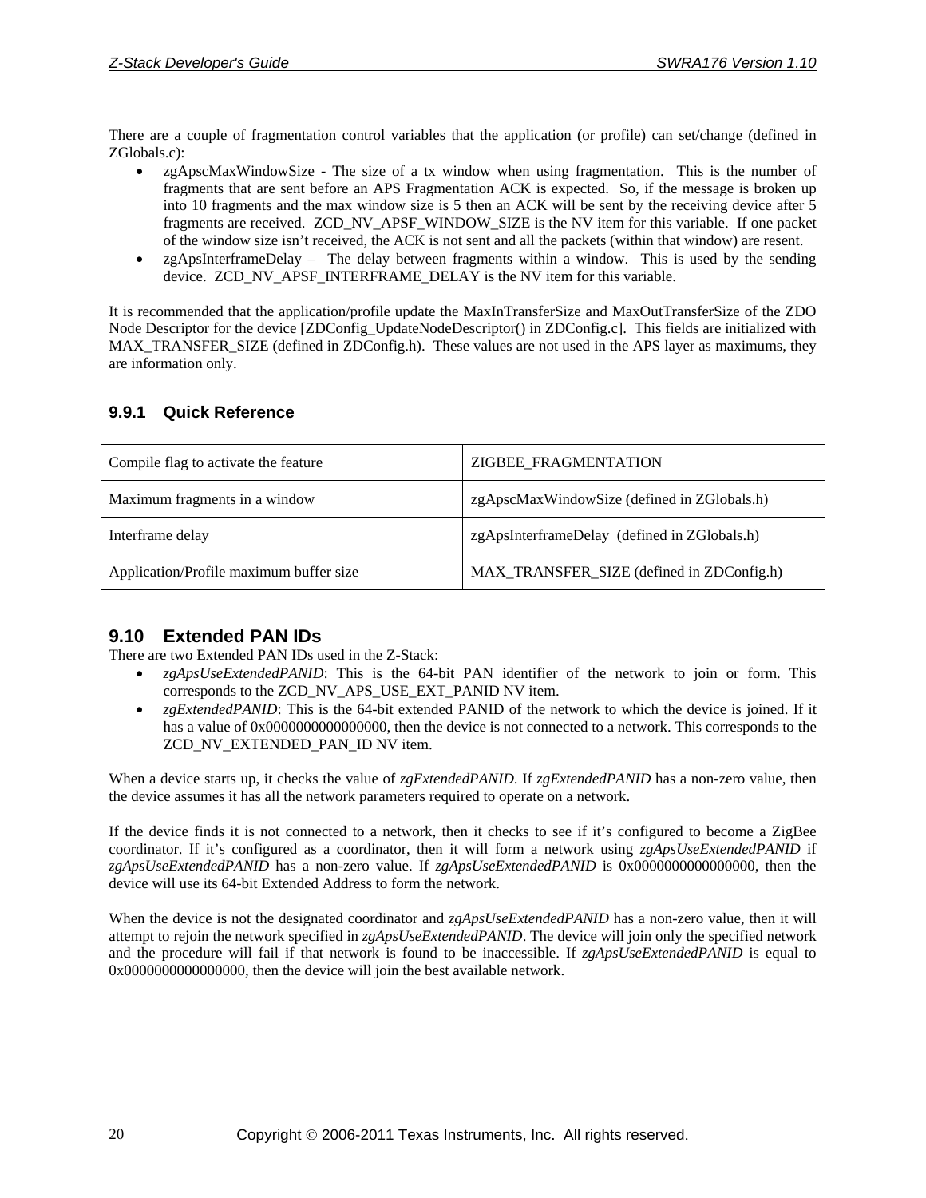There are a couple of fragmentation control variables that the application (or profile) can set/change (defined in ZGlobals.c):

- zgApscMaxWindowSize - The size of a tx window when using fragmentation. This is the number of fragments that are sent before an APS Fragmentation ACK is expected. So, if the message is broken up into 10 fragments and the max window size is 5 then an ACK will be sent by the receiving device after 5 fragments are received. ZCD_NV_APSF_WINDOW_SIZE is the NV item for this variable. If one packet of the window size isn't received, the ACK is not sent and all the packets (within that window) are resent.
- zgApsInterframeDelay – The delay between fragments within a window. This is used by the sending device. ZCD_NV_APSF_INTERFRAME_DELAY is the NV item for this variable.

It is recommended that the application/profile update the MaxInTransferSize and MaxOutTransferSize of the ZDO Node Descriptor for the device [ZDConfig_UpdateNodeDescriptor() in ZDConfig.c]. This fields are initialized with MAX_TRANSFER_SIZE (defined in ZDConfig.h). These values are not used in the APS layer as maximums, they are information only.

### 9.9.1 Quick Reference

| | |
|---|---|
| Compile flag to activate the feature | ZIGBEE_FRAGMENTATION |
| Maximum fragments in a window | zgApscMaxWindowSize (defined in ZGlobals.h) |
| Interframe delay | zgApsInterframeDelay (defined in ZGlobals.h) |
| Application/Profile maximum buffer size | MAX_TRANSFER_SIZE (defined in ZDConfig.h) |

## 9.10 Extended PAN IDs

There are two Extended PAN IDs used in the Z-Stack:

- *zgApsUseExtendedPANID*: This is the 64-bit PAN identifier of the network to join or form. This corresponds to the ZCD_NV_APS_USE_EXT_PANID NV item.
- *zgExtendedPANID*: This is the 64-bit extended PANID of the network to which the device is joined. If it has a value of 0x0000000000000000, then the device is not connected to a network. This corresponds to the ZCD_NV_EXTENDED_PAN_ID NV item.

When a device starts up, it checks the value of *zgExtendedPANID*. If *zgExtendedPANID* has a non-zero value, then the device assumes it has all the network parameters required to operate on a network.

If the device finds it is not connected to a network, then it checks to see if it's configured to become a ZigBee coordinator. If it's configured as a coordinator, then it will form a network using *zgApsUseExtendedPANID* if *zgApsUseExtendedPANID* has a non-zero value. If *zgApsUseExtendedPANID* is 0x0000000000000000, then the device will use its 64-bit Extended Address to form the network.

When the device is not the designated coordinator and *zgApsUseExtendedPANID* has a non-zero value, then it will attempt to rejoin the network specified in *zgApsUseExtendedPANID*. The device will join only the specified network and the procedure will fail if that network is found to be inaccessible. If *zgApsUseExtendedPANID* is equal to 0x0000000000000000, then the device will join the best available network.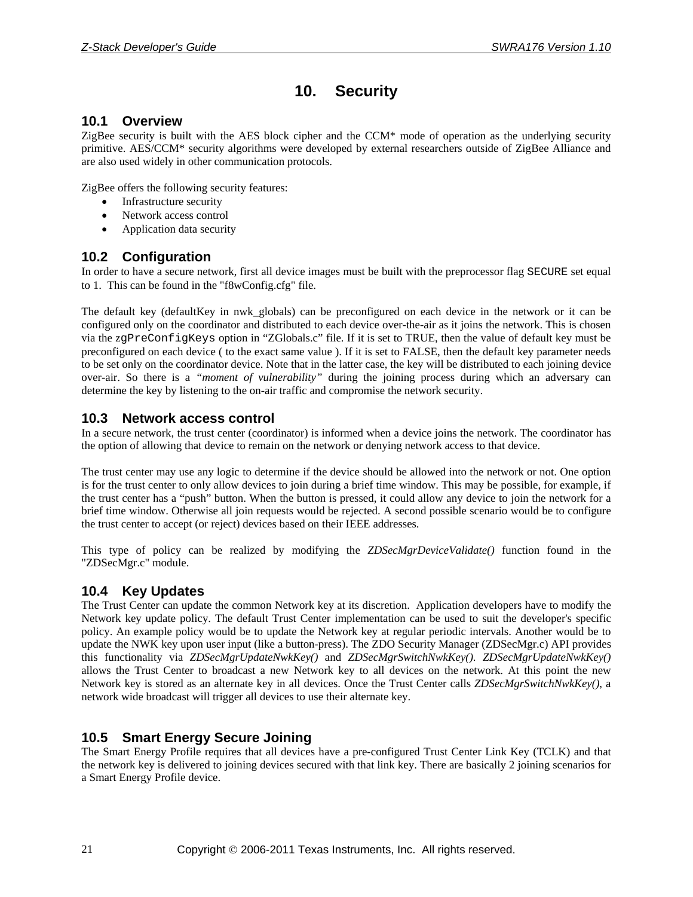# 10. Security

## 10.1 Overview

ZigBee security is built with the AES block cipher and the CCM* mode of operation as the underlying security primitive. AES/CCM* security algorithms were developed by external researchers outside of ZigBee Alliance and are also used widely in other communication protocols.

ZigBee offers the following security features:

- Infrastructure security
- Network access control
- Application data security

## 10.2 Configuration

In order to have a secure network, first all device images must be built with the preprocessor flag `SECURE` set equal to 1. This can be found in the "f8wConfig.cfg" file.

The default key (defaultKey in nwk_globals) can be preconfigured on each device in the network or it can be configured only on the coordinator and distributed to each device over-the-air as it joins the network. This is chosen via the z`gPreConfigKeys` option in "ZGlobals.c" file. If it is set to TRUE, then the value of default key must be preconfigured on each device ( to the exact same value ). If it is set to FALSE, then the default key parameter needs to be set only on the coordinator device. Note that in the latter case, the key will be distributed to each joining device over-air. So there is a *"moment of vulnerability"* during the joining process during which an adversary can determine the key by listening to the on-air traffic and compromise the network security.

## 10.3 Network access control

In a secure network, the trust center (coordinator) is informed when a device joins the network. The coordinator has the option of allowing that device to remain on the network or denying network access to that device.

The trust center may use any logic to determine if the device should be allowed into the network or not. One option is for the trust center to only allow devices to join during a brief time window. This may be possible, for example, if the trust center has a "push" button. When the button is pressed, it could allow any device to join the network for a brief time window. Otherwise all join requests would be rejected. A second possible scenario would be to configure the trust center to accept (or reject) devices based on their IEEE addresses.

This type of policy can be realized by modifying the *ZDSecMgrDeviceValidate()* function found in the "ZDSecMgr.c" module.

## 10.4 Key Updates

The Trust Center can update the common Network key at its discretion. Application developers have to modify the Network key update policy. The default Trust Center implementation can be used to suit the developer's specific policy. An example policy would be to update the Network key at regular periodic intervals. Another would be to update the NWK key upon user input (like a button-press). The ZDO Security Manager (ZDSecMgr.c) API provides this functionality via *ZDSecMgrUpdateNwkKey()* and *ZDSecMgrSwitchNwkKey()*. *ZDSecMgrUpdateNwkKey()* allows the Trust Center to broadcast a new Network key to all devices on the network. At this point the new Network key is stored as an alternate key in all devices. Once the Trust Center calls *ZDSecMgrSwitchNwkKey()*, a network wide broadcast will trigger all devices to use their alternate key.

## 10.5 Smart Energy Secure Joining

The Smart Energy Profile requires that all devices have a pre-configured Trust Center Link Key (TCLK) and that the network key is delivered to joining devices secured with that link key. There are basically 2 joining scenarios for a Smart Energy Profile device.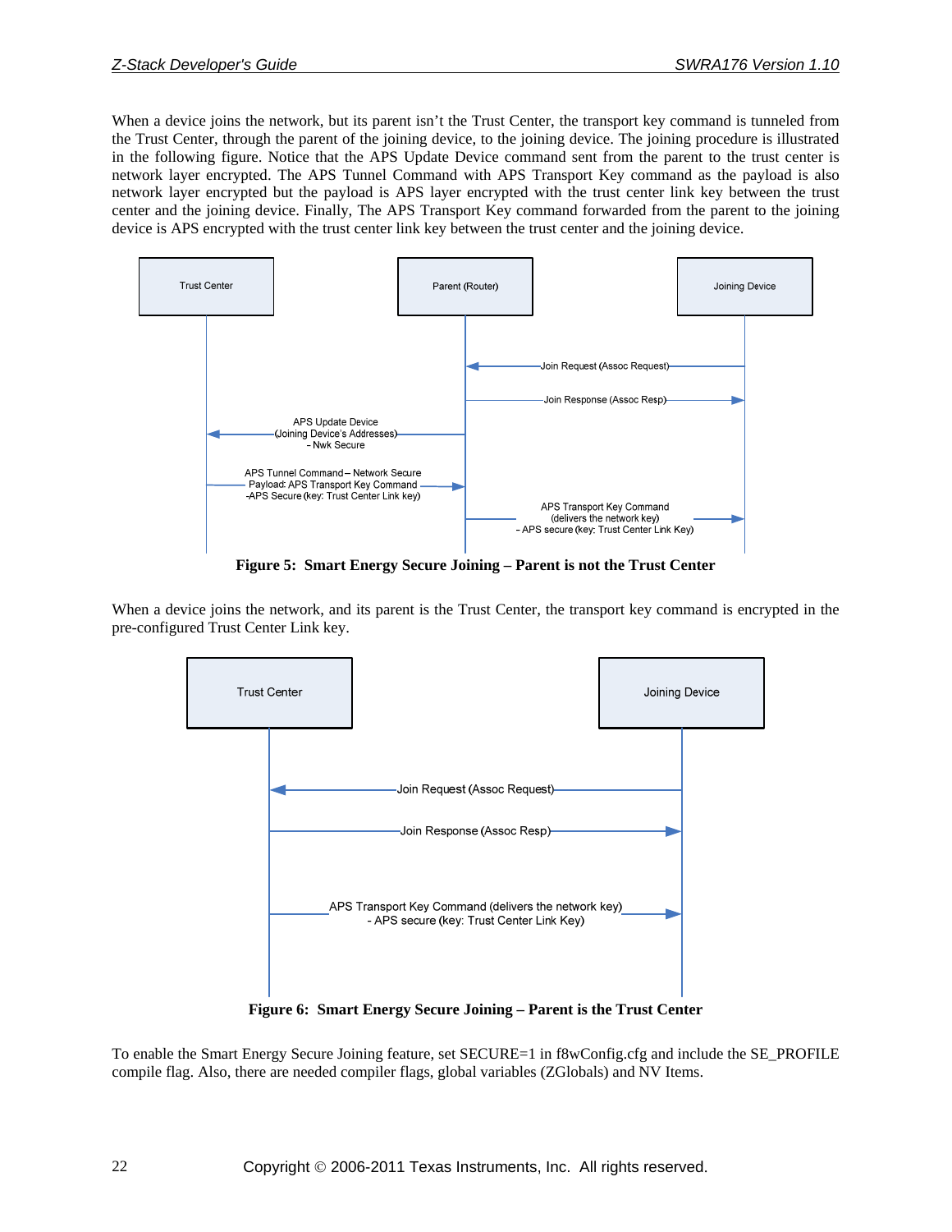When a device joins the network, but its parent isn't the Trust Center, the transport key command is tunneled from the Trust Center, through the parent of the joining device, to the joining device. The joining procedure is illustrated in the following figure. Notice that the APS Update Device command sent from the parent to the trust center is network layer encrypted. The APS Tunnel Command with APS Transport Key command as the payload is also network layer encrypted but the payload is APS layer encrypted with the trust center link key between the trust center and the joining device. Finally, The APS Transport Key command forwarded from the parent to the joining device is APS encrypted with the trust center link key between the trust center and the joining device.

**Figure 5: Smart Energy Secure Joining – Parent is not the Trust Center**

When a device joins the network, and its parent is the Trust Center, the transport key command is encrypted in the pre-configured Trust Center Link key.

**Figure 6: Smart Energy Secure Joining – Parent is the Trust Center**

To enable the Smart Energy Secure Joining feature, set SECURE=1 in f8wConfig.cfg and include the SE_PROFILE compile flag. Also, there are needed compiler flags, global variables (ZGlobals) and NV Items.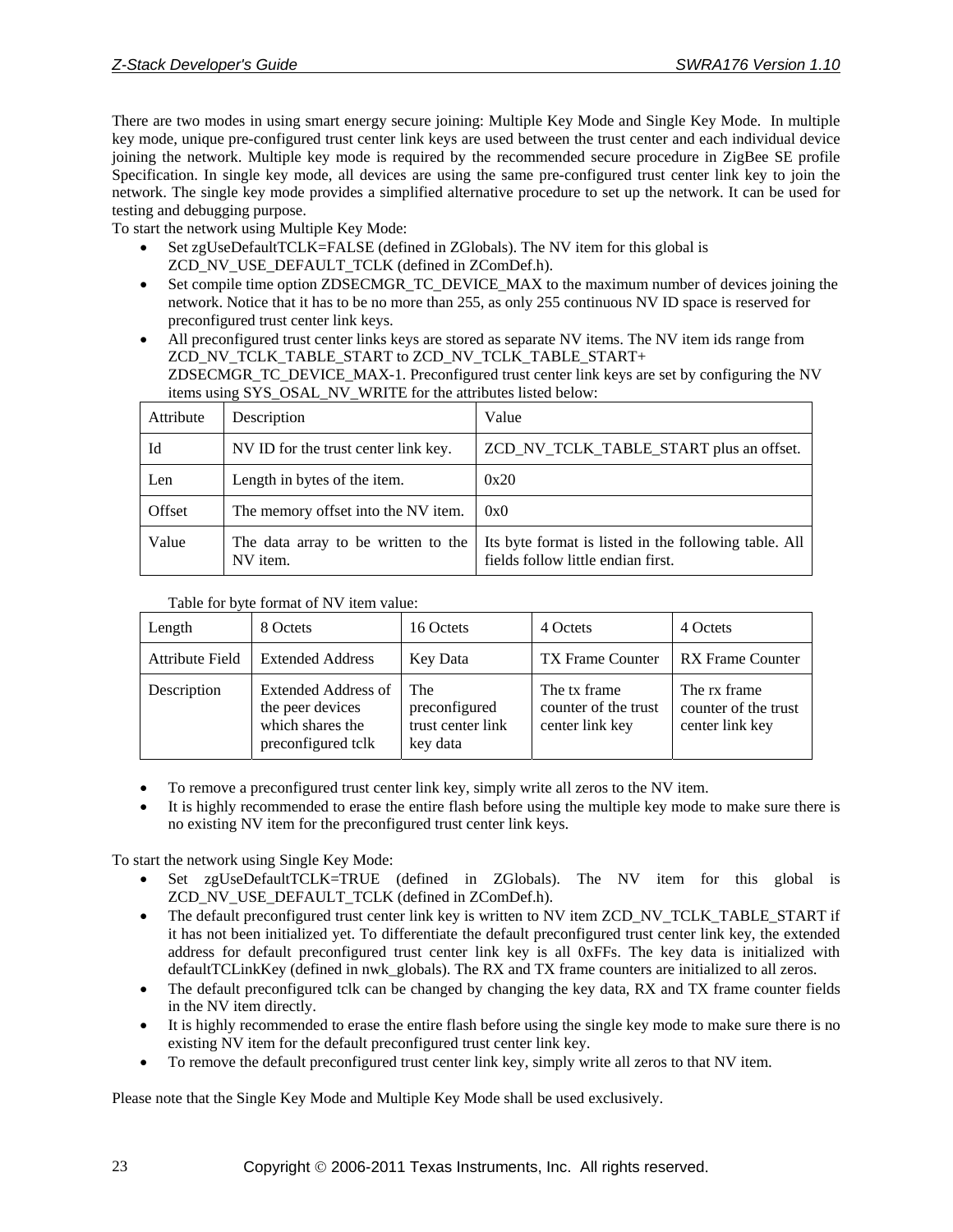There are two modes in using smart energy secure joining: Multiple Key Mode and Single Key Mode. In multiple key mode, unique pre-configured trust center link keys are used between the trust center and each individual device joining the network. Multiple key mode is required by the recommended secure procedure in ZigBee SE profile Specification. In single key mode, all devices are using the same pre-configured trust center link key to join the network. The single key mode provides a simplified alternative procedure to set up the network. It can be used for testing and debugging purpose.

To start the network using Multiple Key Mode:

- Set zgUseDefaultTCLK=FALSE (defined in ZGlobals). The NV item for this global is ZCD_NV_USE_DEFAULT_TCLK (defined in ZComDef.h).
- Set compile time option ZDSECMGR_TC_DEVICE_MAX to the maximum number of devices joining the network. Notice that it has to be no more than 255, as only 255 continuous NV ID space is reserved for preconfigured trust center link keys.
- All preconfigured trust center links keys are stored as separate NV items. The NV item ids range from ZCD_NV_TCLK_TABLE_START to ZCD_NV_TCLK_TABLE_START+ ZDSECMGR_TC_DEVICE_MAX-1. Preconfigured trust center link keys are set by configuring the NV items using SYS_OSAL_NV_WRITE for the attributes listed below:

| Attribute | Description | Value |
|---|---|---|
| Id | NV ID for the trust center link key. | ZCD_NV_TCLK_TABLE_START plus an offset. |
| Len | Length in bytes of the item. | 0x20 |
| Offset | The memory offset into the NV item. | 0x0 |
| Value | The data array to be written to the NV item. | Its byte format is listed in the following table. All fields follow little endian first. |

Table for byte format of NV item value:

| Length | 8 Octets | 16 Octets | 4 Octets | 4 Octets |
|---|---|---|---|---|
| Attribute Field | Extended Address | Key Data | TX Frame Counter | RX Frame Counter |
| Description | Extended Address of the peer devices which shares the preconfigured tclk | The preconfigured trust center link key data | The tx frame counter of the trust center link key | The rx frame counter of the trust center link key |

- To remove a preconfigured trust center link key, simply write all zeros to the NV item.
- It is highly recommended to erase the entire flash before using the multiple key mode to make sure there is no existing NV item for the preconfigured trust center link keys.

To start the network using Single Key Mode:

- Set zgUseDefaultTCLK=TRUE (defined in ZGlobals). The NV item for this global is ZCD_NV_USE_DEFAULT_TCLK (defined in ZComDef.h).
- The default preconfigured trust center link key is written to NV item ZCD_NV_TCLK_TABLE_START if it has not been initialized yet. To differentiate the default preconfigured trust center link key, the extended address for default preconfigured trust center link key is all 0xFFs. The key data is initialized with defaultTCLinkKey (defined in nwk_globals). The RX and TX frame counters are initialized to all zeros.
- The default preconfigured tclk can be changed by changing the key data, RX and TX frame counter fields in the NV item directly.
- It is highly recommended to erase the entire flash before using the single key mode to make sure there is no existing NV item for the default preconfigured trust center link key.
- To remove the default preconfigured trust center link key, simply write all zeros to that NV item.

Please note that the Single Key Mode and Multiple Key Mode shall be used exclusively.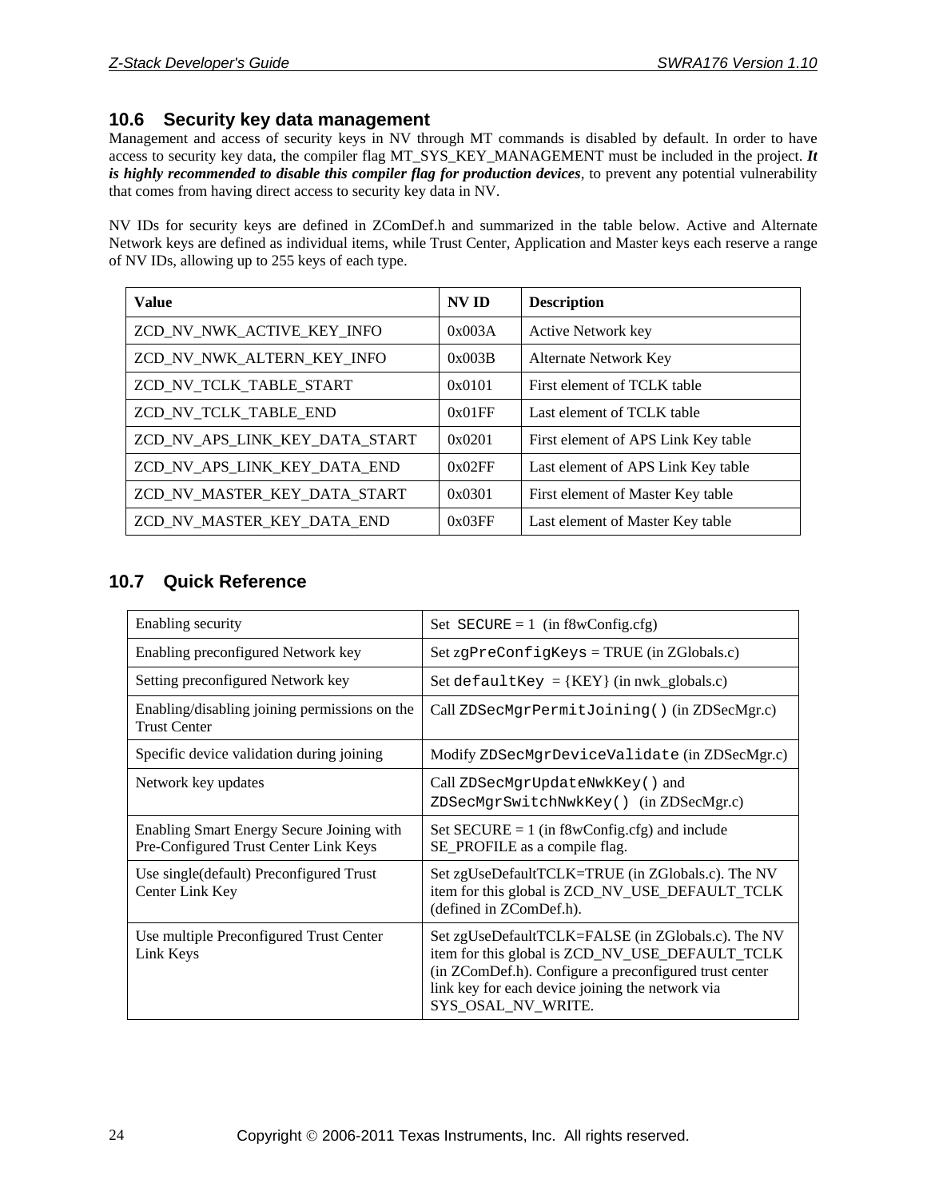## 10.6 Security key data management

Management and access of security keys in NV through MT commands is disabled by default. In order to have access to security key data, the compiler flag MT_SYS_KEY_MANAGEMENT must be included in the project. ***It is highly recommended to disable this compiler flag for production devices***, to prevent any potential vulnerability that comes from having direct access to security key data in NV.

NV IDs for security keys are defined in ZComDef.h and summarized in the table below. Active and Alternate Network keys are defined as individual items, while Trust Center, Application and Master keys each reserve a range of NV IDs, allowing up to 255 keys of each type.

| Value | NV ID | Description |
|---|---|---|
| ZCD_NV_NWK_ACTIVE_KEY_INFO | 0x003A | Active Network key |
| ZCD_NV_NWK_ALTERN_KEY_INFO | 0x003B | Alternate Network Key |
| ZCD_NV_TCLK_TABLE_START | 0x0101 | First element of TCLK table |
| ZCD_NV_TCLK_TABLE_END | 0x01FF | Last element of TCLK table |
| ZCD_NV_APS_LINK_KEY_DATA_START | 0x0201 | First element of APS Link Key table |
| ZCD_NV_APS_LINK_KEY_DATA_END | 0x02FF | Last element of APS Link Key table |
| ZCD_NV_MASTER_KEY_DATA_START | 0x0301 | First element of Master Key table |
| ZCD_NV_MASTER_KEY_DATA_END | 0x03FF | Last element of Master Key table |

## 10.7 Quick Reference

| | |
|---|---|
| Enabling security | Set `SECURE` = 1 (in f8wConfig.cfg) |
| Enabling preconfigured Network key | Set z`gPreConfigKeys` = TRUE (in ZGlobals.c) |
| Setting preconfigured Network key | Set `defaultKey` = {KEY} (in nwk_globals.c) |
| Enabling/disabling joining permissions on the Trust Center | Call `ZDSecMgrPermitJoining()` (in ZDSecMgr.c) |
| Specific device validation during joining | Modify `ZDSecMgrDeviceValidate` (in ZDSecMgr.c) |
| Network key updates | Call `ZDSecMgrUpdateNwkKey()` and `ZDSecMgrSwitchNwkKey()` (in ZDSecMgr.c) |
| Enabling Smart Energy Secure Joining with Pre-Configured Trust Center Link Keys | Set SECURE = 1 (in f8wConfig.cfg) and include SE_PROFILE as a compile flag. |
| Use single(default) Preconfigured Trust Center Link Key | Set zgUseDefaultTCLK=TRUE (in ZGlobals.c). The NV item for this global is ZCD_NV_USE_DEFAULT_TCLK (defined in ZComDef.h). |
| Use multiple Preconfigured Trust Center Link Keys | Set zgUseDefaultTCLK=FALSE (in ZGlobals.c). The NV item for this global is ZCD_NV_USE_DEFAULT_TCLK (in ZComDef.h). Configure a preconfigured trust center link key for each device joining the network via SYS_OSAL_NV_WRITE. |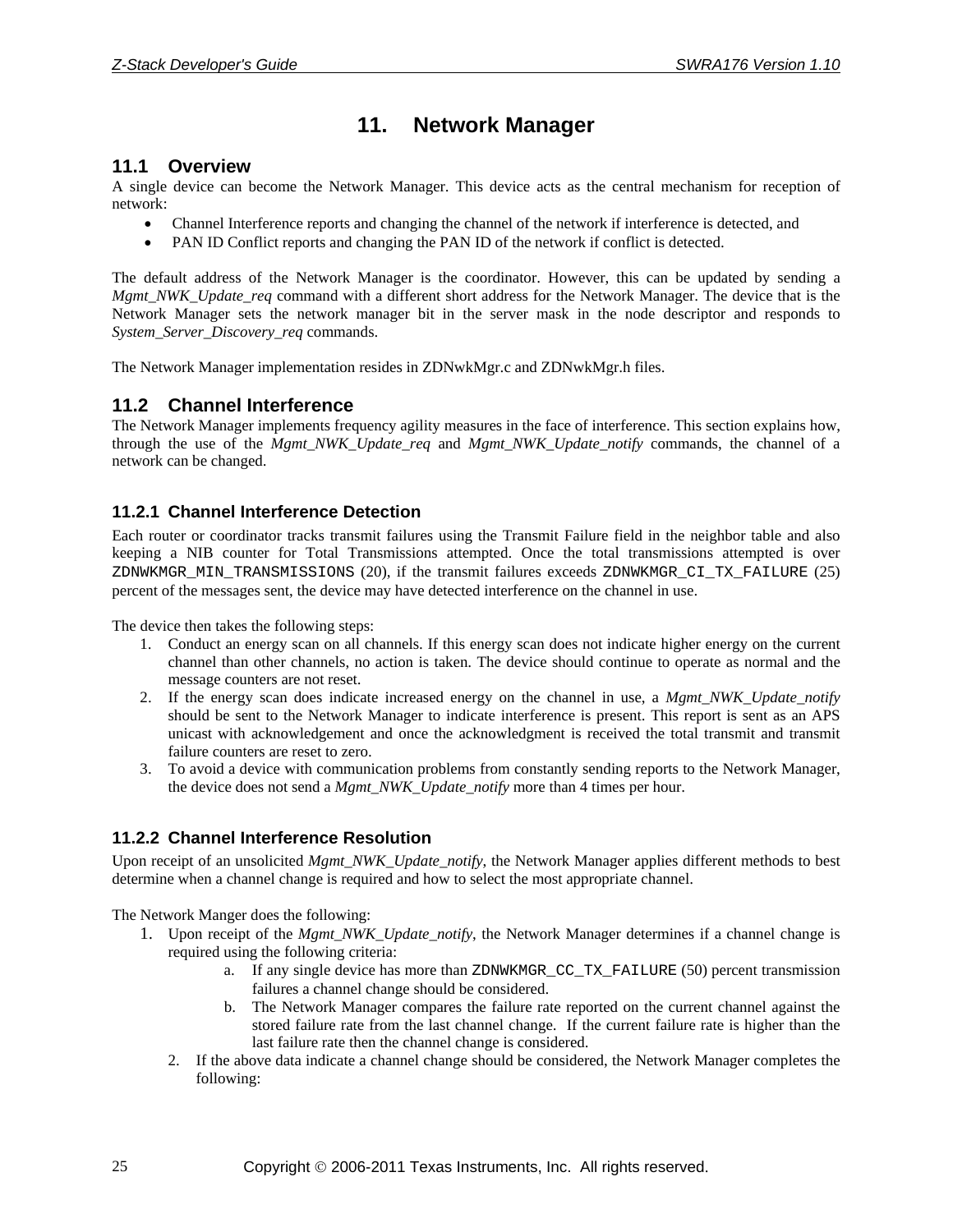# 11. Network Manager

## 11.1 Overview

A single device can become the Network Manager. This device acts as the central mechanism for reception of network:

- Channel Interference reports and changing the channel of the network if interference is detected, and
- PAN ID Conflict reports and changing the PAN ID of the network if conflict is detected.

The default address of the Network Manager is the coordinator. However, this can be updated by sending a *Mgmt_NWK_Update_req* command with a different short address for the Network Manager. The device that is the Network Manager sets the network manager bit in the server mask in the node descriptor and responds to *System_Server_Discovery_req* commands.

The Network Manager implementation resides in ZDNwkMgr.c and ZDNwkMgr.h files.

## 11.2 Channel Interference

The Network Manager implements frequency agility measures in the face of interference. This section explains how, through the use of the *Mgmt_NWK_Update_req* and *Mgmt_NWK_Update_notify* commands, the channel of a network can be changed.

### 11.2.1 Channel Interference Detection

Each router or coordinator tracks transmit failures using the Transmit Failure field in the neighbor table and also keeping a NIB counter for Total Transmissions attempted. Once the total transmissions attempted is over `ZDNWKMGR_MIN_TRANSMISSIONS` (20), if the transmit failures exceeds `ZDNWKMGR_CI_TX_FAILURE` (25) percent of the messages sent, the device may have detected interference on the channel in use.

The device then takes the following steps:

1. Conduct an energy scan on all channels. If this energy scan does not indicate higher energy on the current channel than other channels, no action is taken. The device should continue to operate as normal and the message counters are not reset.
2. If the energy scan does indicate increased energy on the channel in use, a *Mgmt_NWK_Update_notify* should be sent to the Network Manager to indicate interference is present. This report is sent as an APS unicast with acknowledgement and once the acknowledgment is received the total transmit and transmit failure counters are reset to zero.
3. To avoid a device with communication problems from constantly sending reports to the Network Manager, the device does not send a *Mgmt_NWK_Update_notify* more than 4 times per hour.

### 11.2.2 Channel Interference Resolution

Upon receipt of an unsolicited *Mgmt_NWK_Update_notify*, the Network Manager applies different methods to best determine when a channel change is required and how to select the most appropriate channel.

The Network Manger does the following:

1. Upon receipt of the *Mgmt_NWK_Update_notify*, the Network Manager determines if a channel change is required using the following criteria:
    a. If any single device has more than `ZDNWKMGR_CC_TX_FAILURE` (50) percent transmission failures a channel change should be considered.
    b. The Network Manager compares the failure rate reported on the current channel against the stored failure rate from the last channel change. If the current failure rate is higher than the last failure rate then the channel change is considered.
2. If the above data indicate a channel change should be considered, the Network Manager completes the following: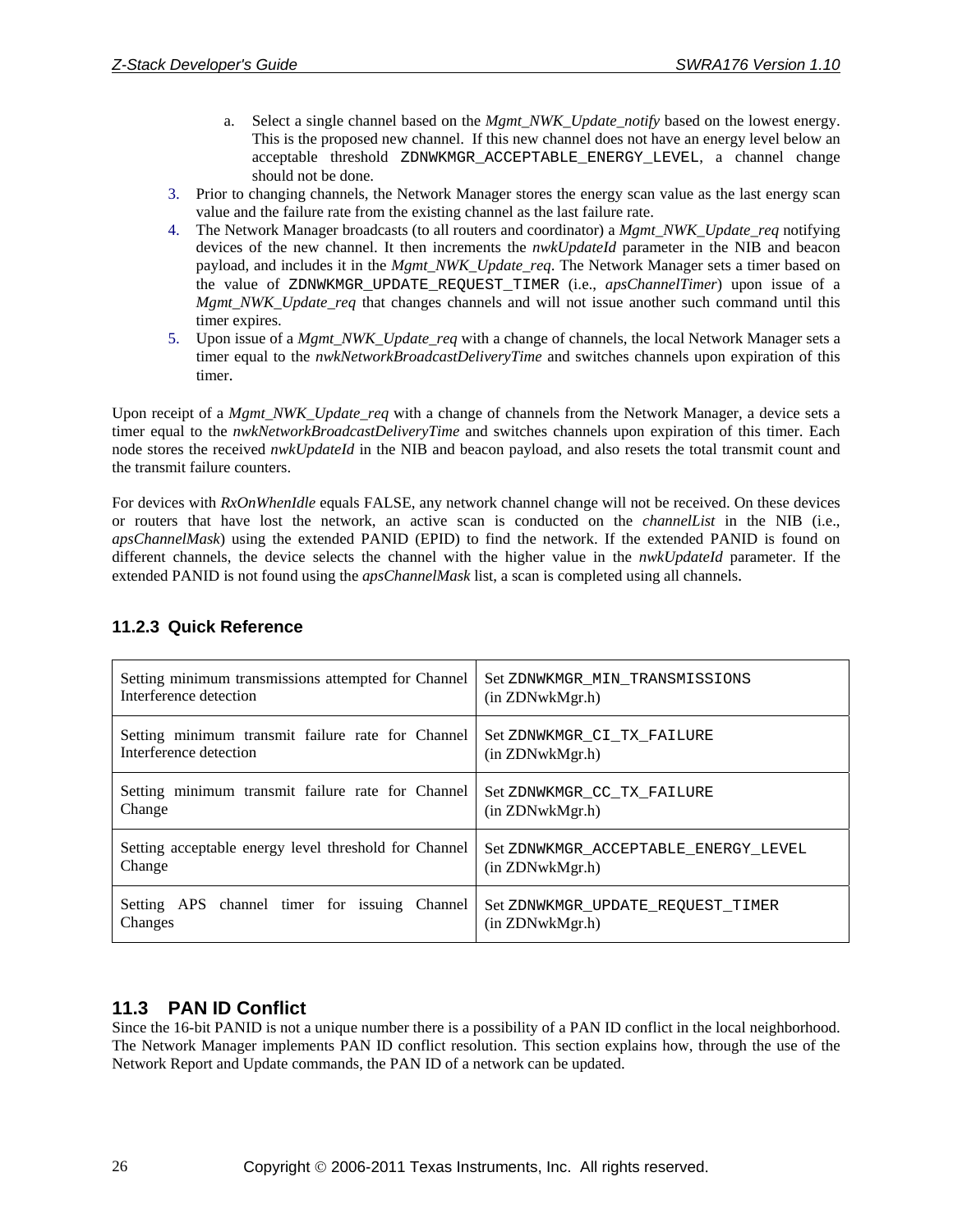a. Select a single channel based on the *Mgmt_NWK_Update_notify* based on the lowest energy. This is the proposed new channel. If this new channel does not have an energy level below an acceptable threshold `ZDNWKMGR_ACCEPTABLE_ENERGY_LEVEL`, a channel change should not be done.

3. Prior to changing channels, the Network Manager stores the energy scan value as the last energy scan value and the failure rate from the existing channel as the last failure rate.
4. The Network Manager broadcasts (to all routers and coordinator) a *Mgmt_NWK_Update_req* notifying devices of the new channel. It then increments the *nwkUpdateId* parameter in the NIB and beacon payload, and includes it in the *Mgmt_NWK_Update_req*. The Network Manager sets a timer based on the value of `ZDNWKMGR_UPDATE_REQUEST_TIMER` (i.e., *apsChannelTimer*) upon issue of a *Mgmt_NWK_Update_req* that changes channels and will not issue another such command until this timer expires.
5. Upon issue of a *Mgmt_NWK_Update_req* with a change of channels, the local Network Manager sets a timer equal to the *nwkNetworkBroadcastDeliveryTime* and switches channels upon expiration of this timer.

Upon receipt of a *Mgmt_NWK_Update_req* with a change of channels from the Network Manager, a device sets a timer equal to the *nwkNetworkBroadcastDeliveryTime* and switches channels upon expiration of this timer. Each node stores the received *nwkUpdateId* in the NIB and beacon payload, and also resets the total transmit count and the transmit failure counters.

For devices with *RxOnWhenIdle* equals FALSE, any network channel change will not be received. On these devices or routers that have lost the network, an active scan is conducted on the *channelList* in the NIB (i.e., *apsChannelMask*) using the extended PANID (EPID) to find the network. If the extended PANID is found on different channels, the device selects the channel with the higher value in the *nwkUpdateId* parameter. If the extended PANID is not found using the *apsChannelMask* list, a scan is completed using all channels.

### 11.2.3 Quick Reference

| | |
|---|---|
| Setting minimum transmissions attempted for Channel Interference detection | Set `ZDNWKMGR_MIN_TRANSMISSIONS` (in ZDNwkMgr.h) |
| Setting minimum transmit failure rate for Channel Interference detection | Set `ZDNWKMGR_CI_TX_FAILURE` (in ZDNwkMgr.h) |
| Setting minimum transmit failure rate for Channel Change | Set `ZDNWKMGR_CC_TX_FAILURE` (in ZDNwkMgr.h) |
| Setting acceptable energy level threshold for Channel Change | Set `ZDNWKMGR_ACCEPTABLE_ENERGY_LEVEL` (in ZDNwkMgr.h) |
| Setting APS channel timer for issuing Channel Changes | Set `ZDNWKMGR_UPDATE_REQUEST_TIMER` (in ZDNwkMgr.h) |

## 11.3 PAN ID Conflict

Since the 16-bit PANID is not a unique number there is a possibility of a PAN ID conflict in the local neighborhood. The Network Manager implements PAN ID conflict resolution. This section explains how, through the use of the Network Report and Update commands, the PAN ID of a network can be updated.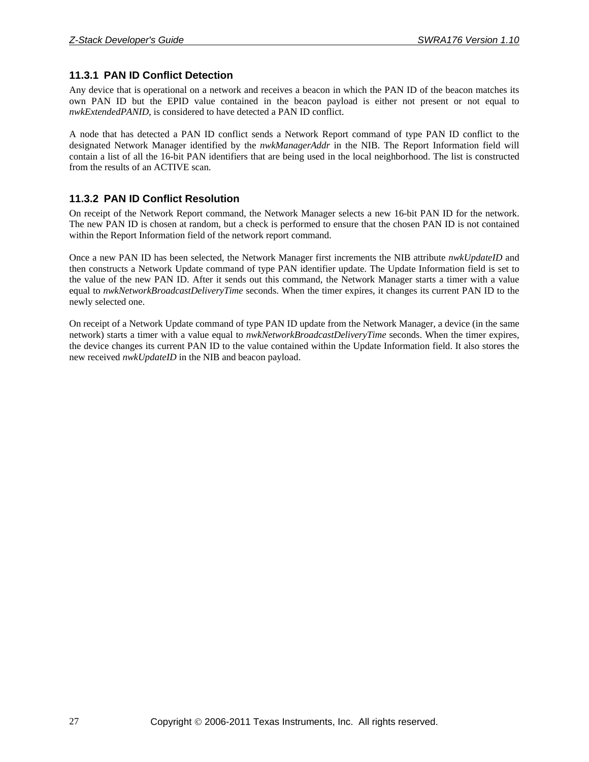### 11.3.1 PAN ID Conflict Detection

Any device that is operational on a network and receives a beacon in which the PAN ID of the beacon matches its own PAN ID but the EPID value contained in the beacon payload is either not present or not equal to *nwkExtendedPANID*, is considered to have detected a PAN ID conflict.

A node that has detected a PAN ID conflict sends a Network Report command of type PAN ID conflict to the designated Network Manager identified by the *nwkManagerAddr* in the NIB. The Report Information field will contain a list of all the 16-bit PAN identifiers that are being used in the local neighborhood. The list is constructed from the results of an ACTIVE scan.

### 11.3.2 PAN ID Conflict Resolution

On receipt of the Network Report command, the Network Manager selects a new 16-bit PAN ID for the network. The new PAN ID is chosen at random, but a check is performed to ensure that the chosen PAN ID is not contained within the Report Information field of the network report command.

Once a new PAN ID has been selected, the Network Manager first increments the NIB attribute *nwkUpdateID* and then constructs a Network Update command of type PAN identifier update. The Update Information field is set to the value of the new PAN ID. After it sends out this command, the Network Manager starts a timer with a value equal to *nwkNetworkBroadcastDeliveryTime* seconds. When the timer expires, it changes its current PAN ID to the newly selected one.

On receipt of a Network Update command of type PAN ID update from the Network Manager, a device (in the same network) starts a timer with a value equal to *nwkNetworkBroadcastDeliveryTime* seconds. When the timer expires, the device changes its current PAN ID to the value contained within the Update Information field. It also stores the new received *nwkUpdateID* in the NIB and beacon payload.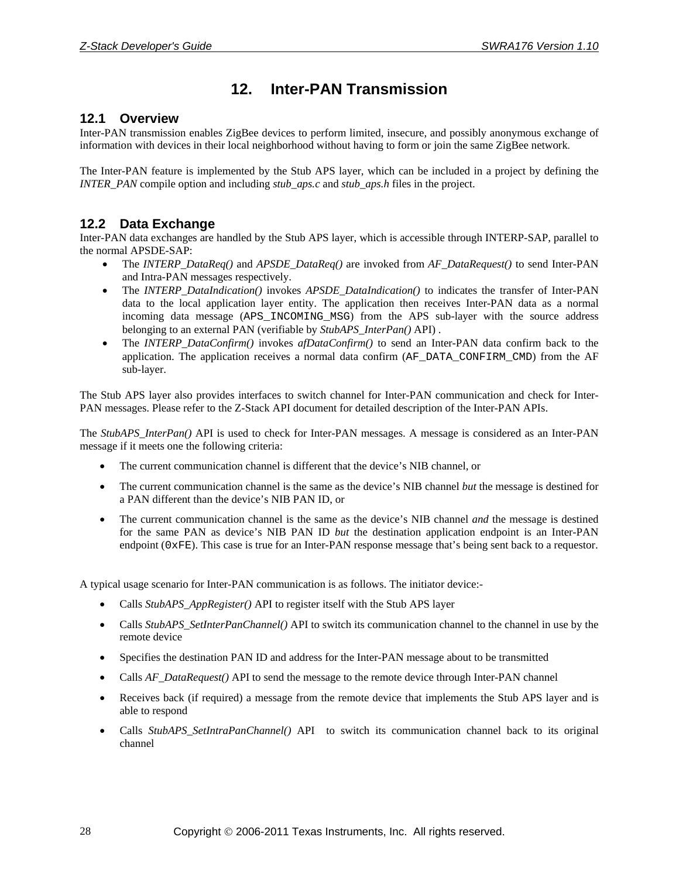# 12. Inter-PAN Transmission

## 12.1 Overview

Inter-PAN transmission enables ZigBee devices to perform limited, insecure, and possibly anonymous exchange of information with devices in their local neighborhood without having to form or join the same ZigBee network.

The Inter-PAN feature is implemented by the Stub APS layer, which can be included in a project by defining the *INTER_PAN* compile option and including *stub_aps.c* and *stub_aps.h* files in the project.

## 12.2 Data Exchange

Inter-PAN data exchanges are handled by the Stub APS layer, which is accessible through INTERP-SAP, parallel to the normal APSDE-SAP:

- The *INTERP_DataReq()* and *APSDE_DataReq()* are invoked from *AF_DataRequest()* to send Inter-PAN and Intra-PAN messages respectively.
- The *INTERP_DataIndication()* invokes *APSDE_DataIndication()* to indicates the transfer of Inter-PAN data to the local application layer entity. The application then receives Inter-PAN data as a normal incoming data message (`APS_INCOMING_MSG`) from the APS sub-layer with the source address belonging to an external PAN (verifiable by *StubAPS_InterPan()* API) .
- The *INTERP_DataConfirm()* invokes *afDataConfirm()* to send an Inter-PAN data confirm back to the application. The application receives a normal data confirm (`AF_DATA_CONFIRM_CMD`) from the AF sub-layer.

The Stub APS layer also provides interfaces to switch channel for Inter-PAN communication and check for Inter-PAN messages. Please refer to the Z-Stack API document for detailed description of the Inter-PAN APIs.

The *StubAPS_InterPan()* API is used to check for Inter-PAN messages. A message is considered as an Inter-PAN message if it meets one the following criteria:

- The current communication channel is different that the device's NIB channel, or
- The current communication channel is the same as the device's NIB channel *but* the message is destined for a PAN different than the device's NIB PAN ID, or
- The current communication channel is the same as the device's NIB channel *and* the message is destined for the same PAN as device's NIB PAN ID *but* the destination application endpoint is an Inter-PAN endpoint (`0xFE`). This case is true for an Inter-PAN response message that's being sent back to a requestor.

A typical usage scenario for Inter-PAN communication is as follows. The initiator device:-

- Calls *StubAPS_AppRegister()* API to register itself with the Stub APS layer
- Calls *StubAPS_SetInterPanChannel()* API to switch its communication channel to the channel in use by the remote device
- Specifies the destination PAN ID and address for the Inter-PAN message about to be transmitted
- Calls *AF_DataRequest()* API to send the message to the remote device through Inter-PAN channel
- Receives back (if required) a message from the remote device that implements the Stub APS layer and is able to respond
- Calls *StubAPS_SetIntraPanChannel()* API to switch its communication channel back to its original channel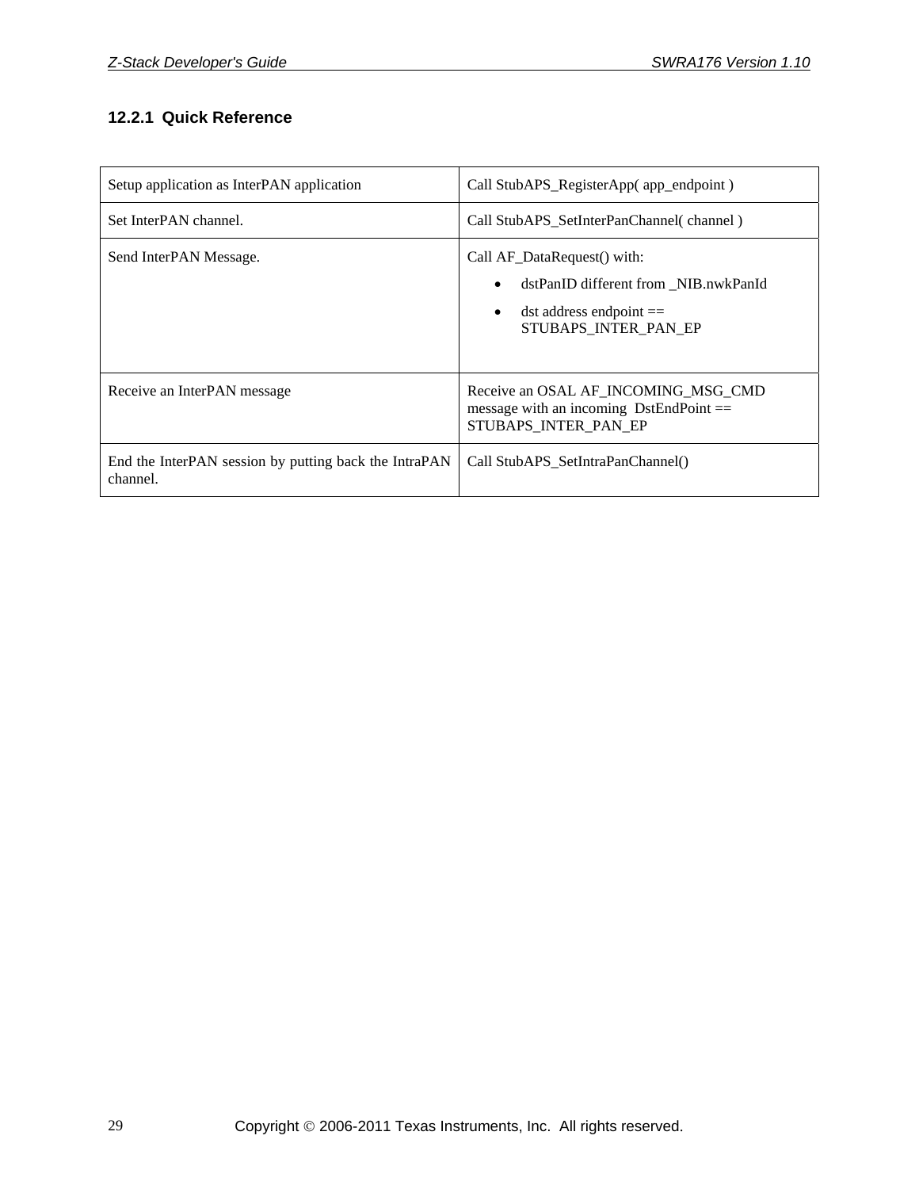### 12.2.1 Quick Reference

| | |
|---|---|
| Setup application as InterPAN application | Call StubAPS_RegisterApp( app_endpoint ) |
| Set InterPAN channel. | Call StubAPS_SetInterPanChannel( channel ) |
| Send InterPAN Message. | Call AF_DataRequest() with:<br>• dstPanID different from _NIB.nwkPanId<br>• dst address endpoint == STUBAPS_INTER_PAN_EP |
| Receive an InterPAN message | Receive an OSAL AF_INCOMING_MSG_CMD message with an incoming DstEndPoint == STUBAPS_INTER_PAN_EP |
| End the InterPAN session by putting back the IntraPAN channel. | Call StubAPS_SetIntraPanChannel() |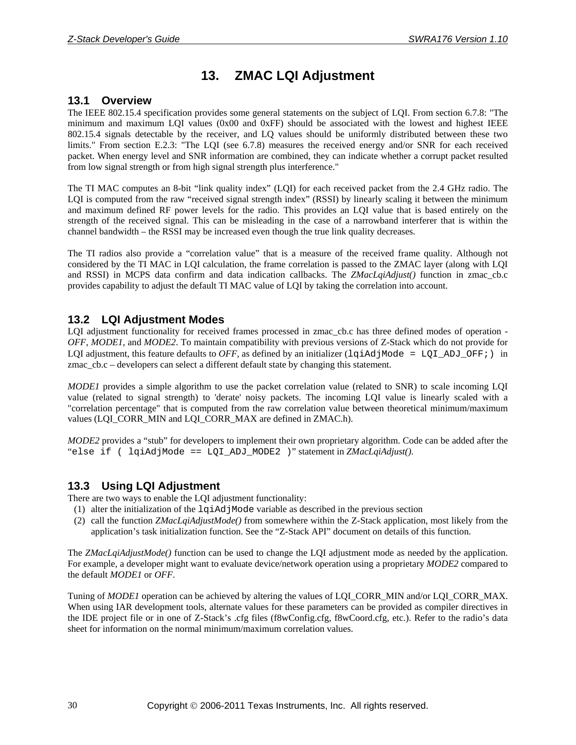# 13. ZMAC LQI Adjustment

## 13.1 Overview

The IEEE 802.15.4 specification provides some general statements on the subject of LQI. From section 6.7.8: "The minimum and maximum LQI values (0x00 and 0xFF) should be associated with the lowest and highest IEEE 802.15.4 signals detectable by the receiver, and LQ values should be uniformly distributed between these two limits." From section E.2.3: "The LQI (see 6.7.8) measures the received energy and/or SNR for each received packet. When energy level and SNR information are combined, they can indicate whether a corrupt packet resulted from low signal strength or from high signal strength plus interference."

The TI MAC computes an 8-bit "link quality index" (LQI) for each received packet from the 2.4 GHz radio. The LQI is computed from the raw "received signal strength index" (RSSI) by linearly scaling it between the minimum and maximum defined RF power levels for the radio. This provides an LQI value that is based entirely on the strength of the received signal. This can be misleading in the case of a narrowband interferer that is within the channel bandwidth – the RSSI may be increased even though the true link quality decreases.

The TI radios also provide a "correlation value" that is a measure of the received frame quality. Although not considered by the TI MAC in LQI calculation, the frame correlation is passed to the ZMAC layer (along with LQI and RSSI) in MCPS data confirm and data indication callbacks. The *ZMacLqiAdjust()* function in zmac_cb.c provides capability to adjust the default TI MAC value of LQI by taking the correlation into account.

## 13.2 LQI Adjustment Modes

LQI adjustment functionality for received frames processed in zmac_cb.c has three defined modes of operation - *OFF*, *MODE1*, and *MODE2*. To maintain compatibility with previous versions of Z-Stack which do not provide for LQI adjustment, this feature defaults to *OFF*, as defined by an initializer (`lqiAdjMode = LQI_ADJ_OFF;)` in zmac_cb.c – developers can select a different default state by changing this statement.

*MODE1* provides a simple algorithm to use the packet correlation value (related to SNR) to scale incoming LQI value (related to signal strength) to 'derate' noisy packets. The incoming LQI value is linearly scaled with a "correlation percentage" that is computed from the raw correlation value between theoretical minimum/maximum values (LQI_CORR_MIN and LQI_CORR_MAX are defined in ZMAC.h).

*MODE2* provides a "stub" for developers to implement their own proprietary algorithm. Code can be added after the "`else if ( lqiAdjMode == LQI_ADJ_MODE2 )`" statement in *ZMacLqiAdjust()*.

## 13.3 Using LQI Adjustment

There are two ways to enable the LQI adjustment functionality:

1. alter the initialization of the `lqiAdjMode` variable as described in the previous section
2. call the function *ZMacLqiAdjustMode()* from somewhere within the Z-Stack application, most likely from the application's task initialization function. See the "Z-Stack API" document on details of this function.

The *ZMacLqiAdjustMode()* function can be used to change the LQI adjustment mode as needed by the application. For example, a developer might want to evaluate device/network operation using a proprietary *MODE2* compared to the default *MODE1* or *OFF*.

Tuning of *MODE1* operation can be achieved by altering the values of LQI_CORR_MIN and/or LQI_CORR_MAX. When using IAR development tools, alternate values for these parameters can be provided as compiler directives in the IDE project file or in one of Z-Stack's .cfg files (f8wConfig.cfg, f8wCoord.cfg, etc.). Refer to the radio's data sheet for information on the normal minimum/maximum correlation values.